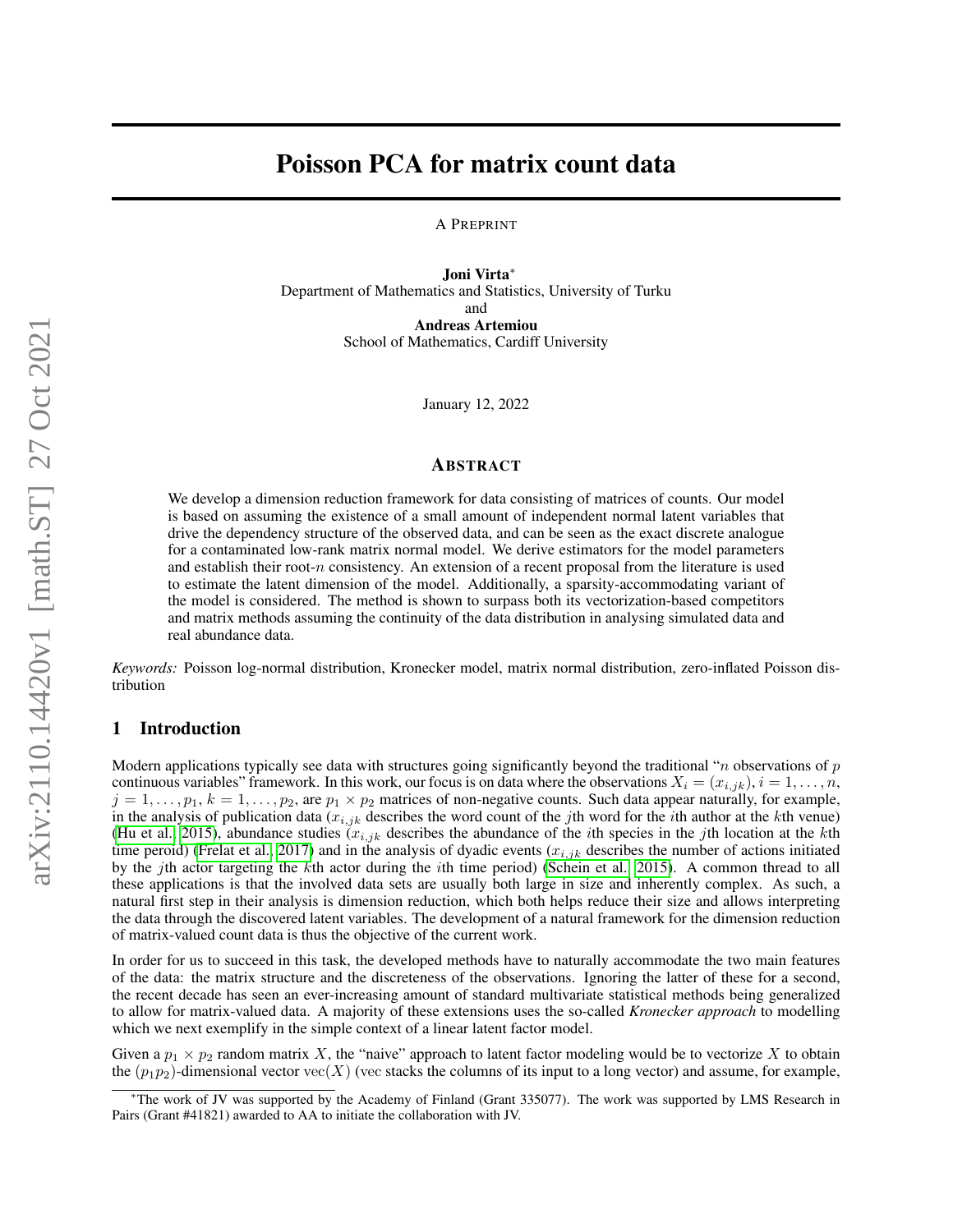# Poisson PCA for matrix count data

A PREPRINT

**Joni Virta**[*]
Department of Mathematics and Statistics, University of Turku
and
**Andreas Artemiou**
School of Mathematics, Cardiff University

January 12, 2022

## ABSTRACT

We develop a dimension reduction framework for data consisting of matrices of counts. Our model is based on assuming the existence of a small amount of independent normal latent variables that drive the dependency structure of the observed data, and can be seen as the exact discrete analogue for a contaminated low-rank matrix normal model. We derive estimators for the model parameters and establish their root-$n$ consistency. An extension of a recent proposal from the literature is used to estimate the latent dimension of the model. Additionally, a sparsity-accommodating variant of the model is considered. The method is shown to surpass both its vectorization-based competitors and matrix methods assuming the continuity of the data distribution in analysing simulated data and real abundance data.

*Keywords:* Poisson log-normal distribution, Kronecker model, matrix normal distribution, zero-inflated Poisson distribution

## 1 Introduction

Modern applications typically see data with structures going significantly beyond the traditional "$n$ observations of $p$ continuous variables" framework. In this work, our focus is on data where the observations $X_i = (x_{i,jk})$, $i = 1, \ldots, n$, $j = 1, \ldots, p_1$, $k = 1, \ldots, p_2$, are $p_1 \times p_2$ matrices of non-negative counts. Such data appear naturally, for example, in the analysis of publication data ($x_{i,jk}$ describes the word count of the $j$th word for the $i$th author at the $k$th venue) (Hu et al., 2015), abundance studies ($x_{i,jk}$ describes the abundance of the $i$th species in the $j$th location at the $k$th time peroid) (Frelat et al., 2017) and in the analysis of dyadic events ($x_{i,jk}$ describes the number of actions initiated by the $j$th actor targeting the $k$th actor during the $i$th time period) (Schein et al., 2015). A common thread to all these applications is that the involved data sets are usually both large in size and inherently complex. As such, a natural first step in their analysis is dimension reduction, which both helps reduce their size and allows interpreting the data through the discovered latent variables. The development of a natural framework for the dimension reduction of matrix-valued count data is thus the objective of the current work.

In order for us to succeed in this task, the developed methods have to naturally accommodate the two main features of the data: the matrix structure and the discreteness of the observations. Ignoring the latter of these for a second, the recent decade has seen an ever-increasing amount of standard multivariate statistical methods being generalized to allow for matrix-valued data. A majority of these extensions uses the so-called *Kronecker approach* to modelling which we next exemplify in the simple context of a linear latent factor model.

Given a $p_1 \times p_2$ random matrix $X$, the "naive" approach to latent factor modeling would be to vectorize $X$ to obtain the $(p_1 p_2)$-dimensional vector $\mathrm{vec}(X)$ (vec stacks the columns of its input to a long vector) and assume, for example,

[*]The work of JV was supported by the Academy of Finland (Grant 335077). The work was supported by LMS Research in Pairs (Grant #41821) awarded to AA to initiate the collaboration with JV.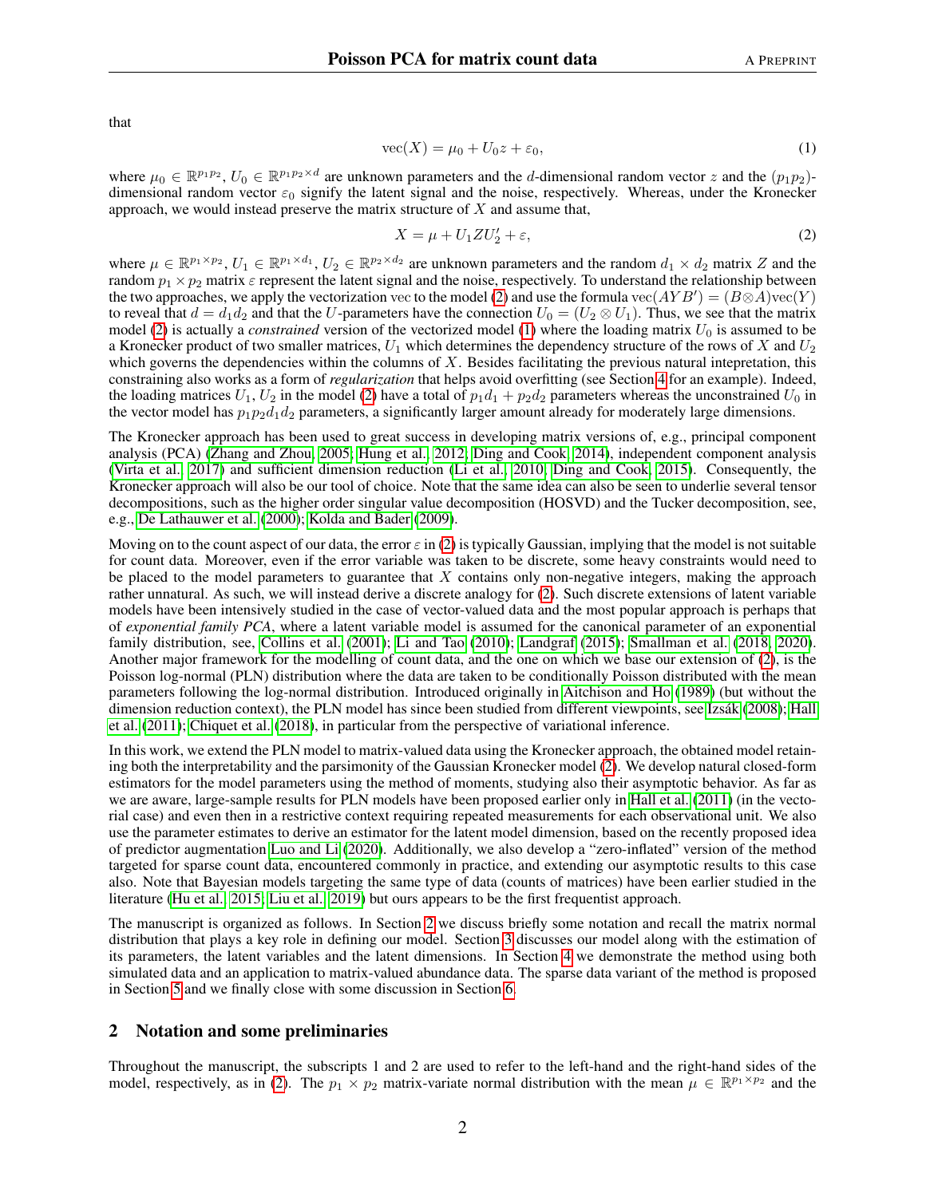that

$$\mathrm{vec}(X) = \mu_0 + U_0 z + \varepsilon_0, \tag{1}$$

where $\mu_0 \in \mathbb{R}^{p_1 p_2}$, $U_0 \in \mathbb{R}^{p_1 p_2 \times d}$ are unknown parameters and the $d$-dimensional random vector $z$ and the $(p_1 p_2)$-dimensional random vector $\varepsilon_0$ signify the latent signal and the noise, respectively. Whereas, under the Kronecker approach, we would instead preserve the matrix structure of $X$ and assume that,

$$X = \mu + U_1 Z U_2' + \varepsilon, \tag{2}$$

where $\mu \in \mathbb{R}^{p_1 \times p_2}$, $U_1 \in \mathbb{R}^{p_1 \times d_1}$, $U_2 \in \mathbb{R}^{p_2 \times d_2}$ are unknown parameters and the random $d_1 \times d_2$ matrix $Z$ and the random $p_1 \times p_2$ matrix $\varepsilon$ represent the latent signal and the noise, respectively. To understand the relationship between the two approaches, we apply the vectorization vec to the model (2) and use the formula $\mathrm{vec}(AYB') = (B \otimes A)\mathrm{vec}(Y)$ to reveal that $d = d_1 d_2$ and that the $U$-parameters have the connection $U_0 = (U_2 \otimes U_1)$. Thus, we see that the matrix model (2) is actually a *constrained* version of the vectorized model (1) where the loading matrix $U_0$ is assumed to be a Kronecker product of two smaller matrices, $U_1$ which determines the dependency structure of the rows of $X$ and $U_2$ which governs the dependencies within the columns of $X$. Besides facilitating the previous natural intepretation, this constraining also works as a form of *regularization* that helps avoid overfitting (see Section 4 for an example). Indeed, the loading matrices $U_1, U_2$ in the model (2) have a total of $p_1 d_1 + p_2 d_2$ parameters whereas the unconstrained $U_0$ in the vector model has $p_1 p_2 d_1 d_2$ parameters, a significantly larger amount already for moderately large dimensions.

The Kronecker approach has been used to great success in developing matrix versions of, e.g., principal component analysis (PCA) (Zhang and Zhou, 2005; Hung et al., 2012; Ding and Cook, 2014), independent component analysis (Virta et al., 2017) and sufficient dimension reduction (Li et al., 2010; Ding and Cook, 2015). Consequently, the Kronecker approach will also be our tool of choice. Note that the same idea can also be seen to underlie several tensor decompositions, such as the higher order singular value decomposition (HOSVD) and the Tucker decomposition, see, e.g., De Lathauwer et al. (2000); Kolda and Bader (2009).

Moving on to the count aspect of our data, the error $\varepsilon$ in (2) is typically Gaussian, implying that the model is not suitable for count data. Moreover, even if the error variable was taken to be discrete, some heavy constraints would need to be placed to the model parameters to guarantee that $X$ contains only non-negative integers, making the approach rather unnatural. As such, we will instead derive a discrete analogy for (2). Such discrete extensions of latent variable models have been intensively studied in the case of vector-valued data and the most popular approach is perhaps that of *exponential family PCA*, where a latent variable model is assumed for the canonical parameter of an exponential family distribution, see, Collins et al. (2001); Li and Tao (2010); Landgraf (2015); Smallman et al. (2018, 2020). Another major framework for the modelling of count data, and the one on which we base our extension of (2), is the Poisson log-normal (PLN) distribution where the data are taken to be conditionally Poisson distributed with the mean parameters following the log-normal distribution. Introduced originally in Aitchison and Ho (1989) (but without the dimension reduction context), the PLN model has since been studied from different viewpoints, see Izsák (2008); Hall et al. (2011); Chiquet et al. (2018), in particular from the perspective of variational inference.

In this work, we extend the PLN model to matrix-valued data using the Kronecker approach, the obtained model retaining both the interpretability and the parsimony of the Gaussian Kronecker model (2). We develop natural closed-form estimators for the model parameters using the method of moments, studying also their asymptotic behavior. As far as we are aware, large-sample results for PLN models have been proposed earlier only in Hall et al. (2011) (in the vectorial case) and even then in a restrictive context requiring repeated measurements for each observational unit. We also use the parameter estimates to derive an estimator for the latent model dimension, based on the recently proposed idea of predictor augmentation Luo and Li (2020). Additionally, we also develop a "zero-inflated" version of the method targeted for sparse count data, encountered commonly in practice, and extending our asymptotic results to this case also. Note that Bayesian models targeting the same type of data (counts of matrices) have been earlier studied in the literature (Hu et al., 2015; Liu et al., 2019) but ours appears to be the first frequentist approach.

The manuscript is organized as follows. In Section 2 we discuss briefly some notation and recall the matrix normal distribution that plays a key role in defining our model. Section 3 discusses our model along with the estimation of its parameters, the latent variables and the latent dimensions. In Section 4 we demonstrate the method using both simulated data and an application to matrix-valued abundance data. The sparse data variant of the method is proposed in Section 5 and we finally close with some discussion in Section 6.

## 2 Notation and some preliminaries

Throughout the manuscript, the subscripts 1 and 2 are used to refer to the left-hand and the right-hand sides of the model, respectively, as in (2). The $p_1 \times p_2$ matrix-variate normal distribution with the mean $\mu \in \mathbb{R}^{p_1 \times p_2}$ and the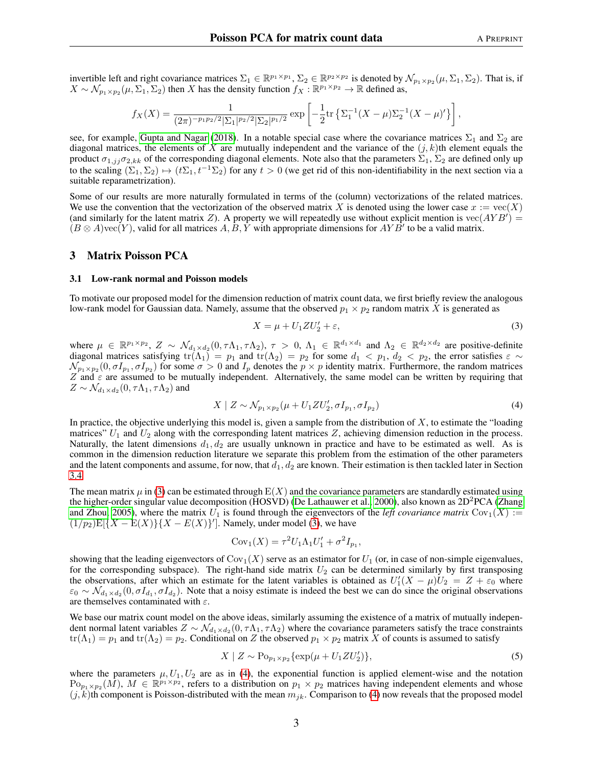invertible left and right covariance matrices $\Sigma_1 \in \mathbb{R}^{p_1 \times p_1}$, $\Sigma_2 \in \mathbb{R}^{p_2 \times p_2}$ is denoted by $\mathcal{N}_{p_1 \times p_2}(\mu, \Sigma_1, \Sigma_2)$. That is, if $X \sim \mathcal{N}_{p_1 \times p_2}(\mu, \Sigma_1, \Sigma_2)$ then $X$ has the density function $f_X : \mathbb{R}^{p_1 \times p_2} \to \mathbb{R}$ defined as,

$$f_X(X) = \frac{1}{(2\pi)^{-p_1 p_2/2} |\Sigma_1|^{p_2/2} |\Sigma_2|^{p_1/2}} \exp\left[ -\frac{1}{2} \mathrm{tr}\left\{ \Sigma_1^{-1}(X - \mu)\Sigma_2^{-1}(X - \mu)' \right\} \right],$$

see, for example, Gupta and Nagar (2018). In a notable special case where the covariance matrices $\Sigma_1$ and $\Sigma_2$ are diagonal matrices, the elements of $X$ are mutually independent and the variance of the $(j, k)$th element equals the product $\sigma_{1,jj}\sigma_{2,kk}$ of the corresponding diagonal elements. Note also that the parameters $\Sigma_1$, $\Sigma_2$ are defined only up to the scaling $(\Sigma_1, \Sigma_2) \mapsto (t\Sigma_1, t^{-1}\Sigma_2)$ for any $t > 0$ (we get rid of this non-identifiability in the next section via a suitable reparametrization).

Some of our results are more naturally formulated in terms of the (column) vectorizations of the related matrices. We use the convention that the vectorization of the observed matrix $X$ is denoted using the lower case $x := \mathrm{vec}(X)$ (and similarly for the latent matrix $Z$). A property we will repeatedly use without explicit mention is $\mathrm{vec}(AYB') = (B \otimes A)\mathrm{vec}(Y)$, valid for all matrices $A, B, Y$ with appropriate dimensions for $AYB'$ to be a valid matrix.

## 3 Matrix Poisson PCA

### 3.1 Low-rank normal and Poisson models

To motivate our proposed model for the dimension reduction of matrix count data, we first briefly review the analogous low-rank model for Gaussian data. Namely, assume that the observed $p_1 \times p_2$ random matrix $X$ is generated as

$$X = \mu + U_1 Z U_2' + \varepsilon, \tag{3}$$

where $\mu \in \mathbb{R}^{p_1 \times p_2}$, $Z \sim \mathcal{N}_{d_1 \times d_2}(0, \tau\Lambda_1, \tau\Lambda_2)$, $\tau > 0$, $\Lambda_1 \in \mathbb{R}^{d_1 \times d_1}$ and $\Lambda_2 \in \mathbb{R}^{d_2 \times d_2}$ are positive-definite diagonal matrices satisfying $\mathrm{tr}(\Lambda_1) = p_1$ and $\mathrm{tr}(\Lambda_2) = p_2$ for some $d_1 < p_1$, $d_2 < p_2$, the error satisfies $\varepsilon \sim \mathcal{N}_{p_1 \times p_2}(0, \sigma I_{p_1}, \sigma I_{p_2})$ for some $\sigma > 0$ and $I_p$ denotes the $p \times p$ identity matrix. Furthermore, the random matrices $Z$ and $\varepsilon$ are assumed to be mutually independent. Alternatively, the same model can be written by requiring that $Z \sim \mathcal{N}_{d_1 \times d_2}(0, \tau\Lambda_1, \tau\Lambda_2)$ and

$$X \mid Z \sim \mathcal{N}_{p_1 \times p_2}(\mu + U_1 Z U_2', \sigma I_{p_1}, \sigma I_{p_2}) \tag{4}$$

In practice, the objective underlying this model is, given a sample from the distribution of $X$, to estimate the "loading matrices" $U_1$ and $U_2$ along with the corresponding latent matrices $Z$, achieving dimension reduction in the process. Naturally, the latent dimensions $d_1, d_2$ are usually unknown in practice and have to be estimated as well. As is common in the dimension reduction literature we separate this problem from the estimation of the other parameters and the latent components and assume, for now, that $d_1, d_2$ are known. Their estimation is then tackled later in Section 3.4.

The mean matrix $\mu$ in (3) can be estimated through $\mathrm{E}(X)$ and the covariance parameters are standardly estimated using the higher-order singular value decomposition (HOSVD) (De Lathauwer et al., 2000), also known as 2D$^2$PCA (Zhang and Zhou, 2005), where the matrix $U_1$ is found through the eigenvectors of the *left covariance matrix* $\mathrm{Cov}_1(X) := (1/p_2)\mathrm{E}[\{X - \mathrm{E}(X)\}\{X - E(X)\}']$. Namely, under model (3), we have

$$\mathrm{Cov}_1(X) = \tau^2 U_1 \Lambda_1 U_1' + \sigma^2 I_{p_1},$$

showing that the leading eigenvectors of $\mathrm{Cov}_1(X)$ serve as an estimator for $U_1$ (or, in case of non-simple eigenvalues, for the corresponding subspace). The right-hand side matrix $U_2$ can be determined similarly by first transposing the observations, after which an estimate for the latent variables is obtained as $U_1'(X - \mu)U_2 = Z + \varepsilon_0$ where $\varepsilon_0 \sim \mathcal{N}_{d_1 \times d_2}(0, \sigma I_{d_1}, \sigma I_{d_2})$. Note that a noisy estimate is indeed the best we can do since the original observations are themselves contaminated with $\varepsilon$.

We base our matrix count model on the above ideas, similarly assuming the existence of a matrix of mutually independent normal latent variables $Z \sim \mathcal{N}_{d_1 \times d_2}(0, \tau\Lambda_1, \tau\Lambda_2)$ where the covariance parameters satisfy the trace constraints $\mathrm{tr}(\Lambda_1) = p_1$ and $\mathrm{tr}(\Lambda_2) = p_2$. Conditional on $Z$ the observed $p_1 \times p_2$ matrix $X$ of counts is assumed to satisfy

$$X \mid Z \sim \mathrm{Po}_{p_1 \times p_2}\{\exp(\mu + U_1 Z U_2')\}, \tag{5}$$

where the parameters $\mu, U_1, U_2$ are as in (4), the exponential function is applied element-wise and the notation $\mathrm{Po}_{p_1 \times p_2}(M)$, $M \in \mathbb{R}^{p_1 \times p_2}$, refers to a distribution on $p_1 \times p_2$ matrices having independent elements and whose $(j, k)$th component is Poisson-distributed with the mean $m_{jk}$. Comparison to (4) now reveals that the proposed model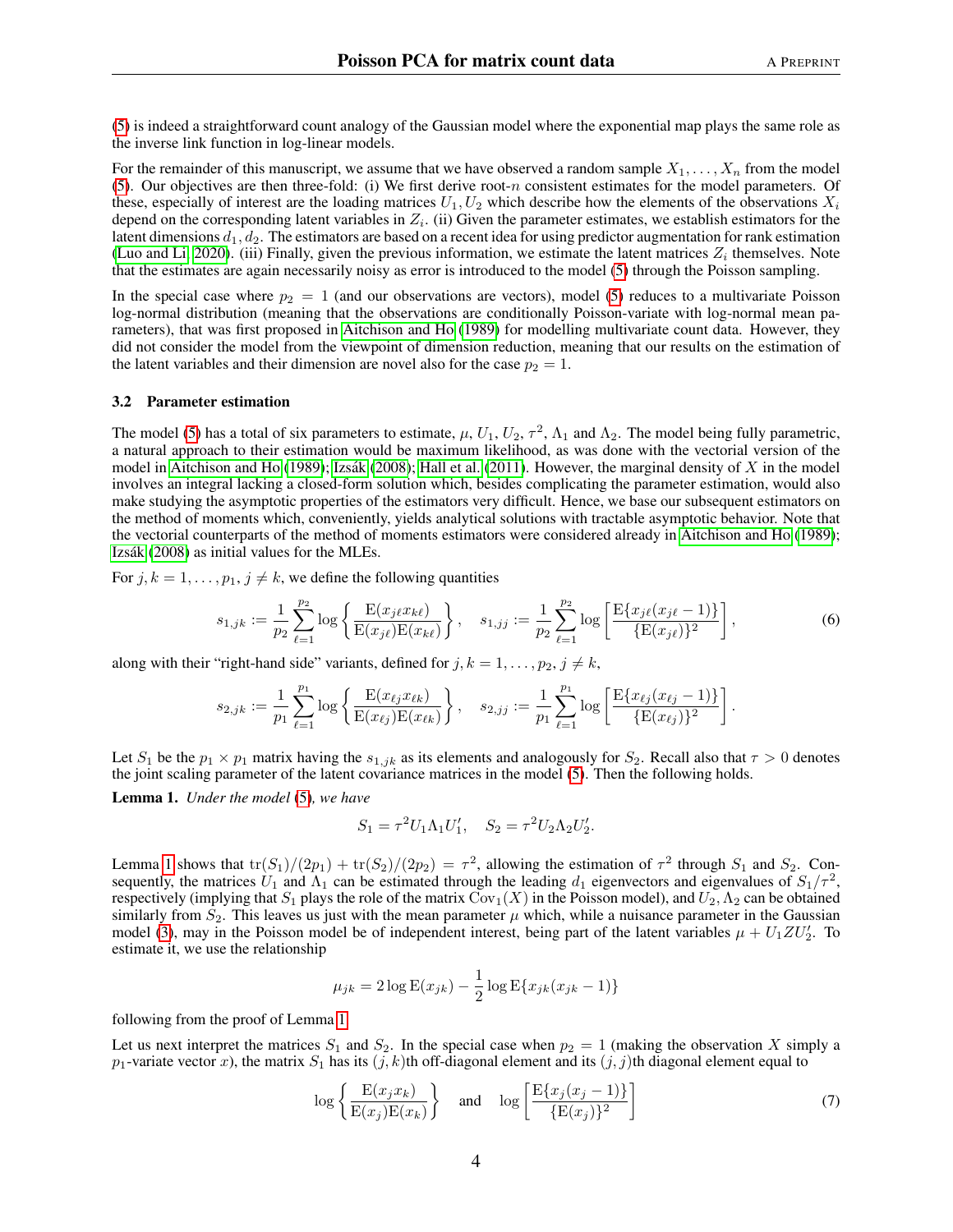(5) is indeed a straightforward count analogy of the Gaussian model where the exponential map plays the same role as the inverse link function in log-linear models.

For the remainder of this manuscript, we assume that we have observed a random sample $X_1, \ldots, X_n$ from the model (5). Our objectives are then three-fold: (i) We first derive root-$n$ consistent estimates for the model parameters. Of these, especially of interest are the loading matrices $U_1, U_2$ which describe how the elements of the observations $X_i$ depend on the corresponding latent variables in $Z_i$. (ii) Given the parameter estimates, we establish estimators for the latent dimensions $d_1, d_2$. The estimators are based on a recent idea for using predictor augmentation for rank estimation (Luo and Li, 2020). (iii) Finally, given the previous information, we estimate the latent matrices $Z_i$ themselves. Note that the estimates are again necessarily noisy as error is introduced to the model (5) through the Poisson sampling.

In the special case where $p_2 = 1$ (and our observations are vectors), model (5) reduces to a multivariate Poisson log-normal distribution (meaning that the observations are conditionally Poisson-variate with log-normal mean parameters), that was first proposed in Aitchison and Ho (1989) for modelling multivariate count data. However, they did not consider the model from the viewpoint of dimension reduction, meaning that our results on the estimation of the latent variables and their dimension are novel also for the case $p_2 = 1$.

### 3.2 Parameter estimation

The model (5) has a total of six parameters to estimate, $\mu$, $U_1$, $U_2$, $\tau^2$, $\Lambda_1$ and $\Lambda_2$. The model being fully parametric, a natural approach to their estimation would be maximum likelihood, as was done with the vectorial version of the model in Aitchison and Ho (1989); Izsák (2008); Hall et al. (2011). However, the marginal density of $X$ in the model involves an integral lacking a closed-form solution which, besides complicating the parameter estimation, would also make studying the asymptotic properties of the estimators very difficult. Hence, we base our subsequent estimators on the method of moments which, conveniently, yields analytical solutions with tractable asymptotic behavior. Note that the vectorial counterparts of the method of moments estimators were considered already in Aitchison and Ho (1989); Izsák (2008) as initial values for the MLEs.

For $j, k = 1, \ldots, p_1$, $j \neq k$, we define the following quantities

$$
s_{1,jk} := \frac{1}{p_2} \sum_{\ell=1}^{p_2} \log \left\{ \frac{\mathrm{E}(x_{j\ell} x_{k\ell})}{\mathrm{E}(x_{j\ell}) \mathrm{E}(x_{k\ell})} \right\}, \quad s_{1,jj} := \frac{1}{p_2} \sum_{\ell=1}^{p_2} \log \left[ \frac{\mathrm{E}\{x_{j\ell}(x_{j\ell} - 1)\}}{\{\mathrm{E}(x_{j\ell})\}^2} \right], \tag{6}
$$

along with their "right-hand side" variants, defined for $j, k = 1, \ldots, p_2$, $j \neq k$,

$$
s_{2,jk} := \frac{1}{p_1} \sum_{\ell=1}^{p_1} \log \left\{ \frac{\mathrm{E}(x_{\ell j} x_{\ell k})}{\mathrm{E}(x_{\ell j}) \mathrm{E}(x_{\ell k})} \right\}, \quad s_{2,jj} := \frac{1}{p_1} \sum_{\ell=1}^{p_1} \log \left[ \frac{\mathrm{E}\{x_{\ell j}(x_{\ell j} - 1)\}}{\{\mathrm{E}(x_{\ell j})\}^2} \right].
$$

Let $S_1$ be the $p_1 \times p_1$ matrix having the $s_{1,jk}$ as its elements and analogously for $S_2$. Recall also that $\tau > 0$ denotes the joint scaling parameter of the latent covariance matrices in the model (5). Then the following holds.

**Lemma 1.** *Under the model* (5)*, we have*

$$
S_1 = \tau^2 U_1 \Lambda_1 U_1', \quad S_2 = \tau^2 U_2 \Lambda_2 U_2'.
$$

Lemma 1 shows that $\mathrm{tr}(S_1)/(2p_1) + \mathrm{tr}(S_2)/(2p_2) = \tau^2$, allowing the estimation of $\tau^2$ through $S_1$ and $S_2$. Consequently, the matrices $U_1$ and $\Lambda_1$ can be estimated through the leading $d_1$ eigenvectors and eigenvalues of $S_1/\tau^2$, respectively (implying that $S_1$ plays the role of the matrix $\mathrm{Cov}_1(X)$ in the Poisson model), and $U_2, \Lambda_2$ can be obtained similarly from $S_2$. This leaves us just with the mean parameter $\mu$ which, while a nuisance parameter in the Gaussian model (3), may in the Poisson model be of independent interest, being part of the latent variables $\mu + U_1 Z U_2'$. To estimate it, we use the relationship

$$
\mu_{jk} = 2 \log \mathrm{E}(x_{jk}) - \frac{1}{2} \log \mathrm{E}\{x_{jk}(x_{jk} - 1)\}
$$

following from the proof of Lemma 1.

Let us next interpret the matrices $S_1$ and $S_2$. In the special case when $p_2 = 1$ (making the observation $X$ simply a $p_1$-variate vector $x$), the matrix $S_1$ has its $(j, k)$th off-diagonal element and its $(j, j)$th diagonal element equal to

$$
\log \left\{ \frac{\mathrm{E}(x_j x_k)}{\mathrm{E}(x_j) \mathrm{E}(x_k)} \right\} \quad \text{and} \quad \log \left[ \frac{\mathrm{E}\{x_j(x_j - 1)\}}{\{\mathrm{E}(x_j)\}^2} \right] \tag{7}
$$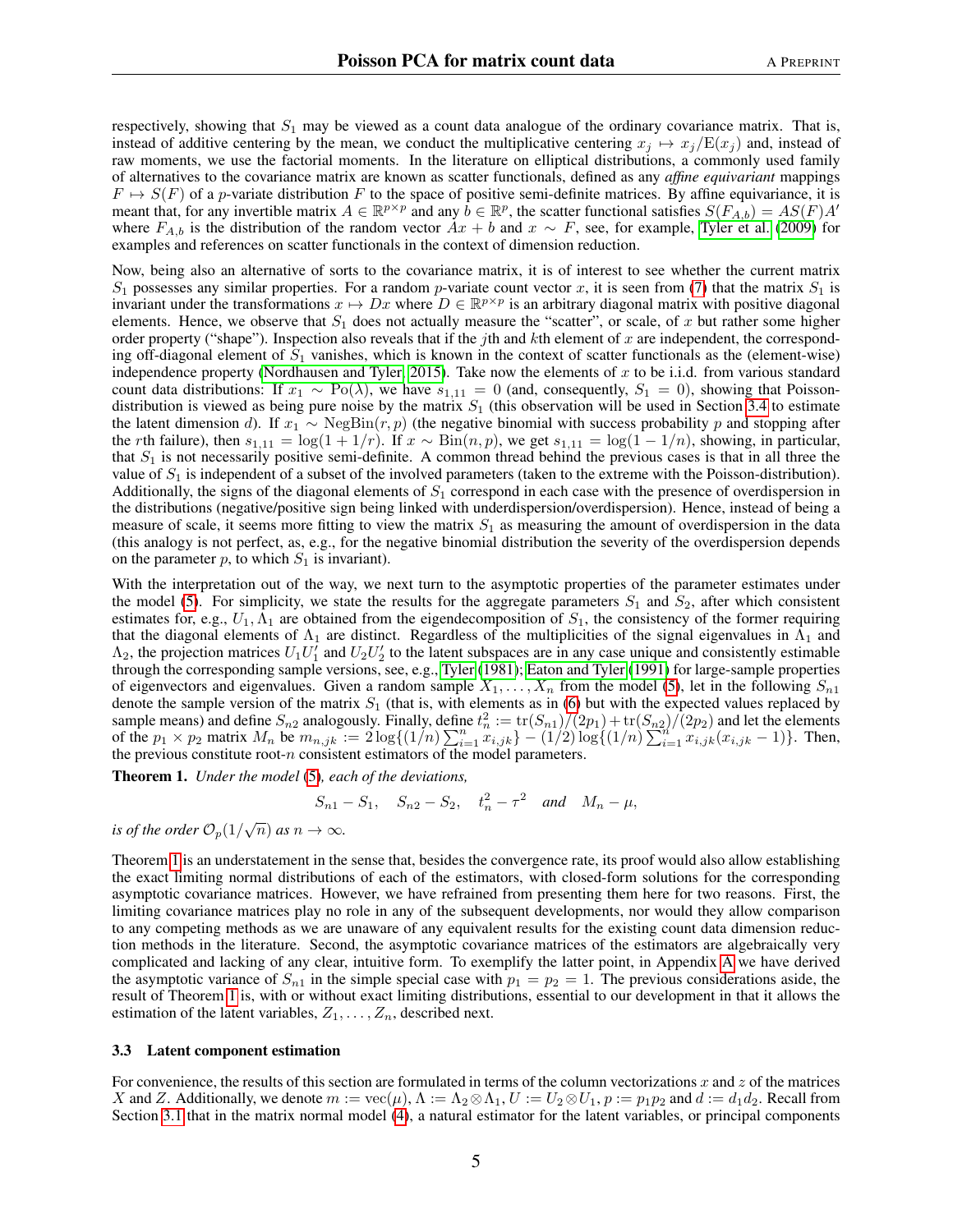respectively, showing that $S_1$ may be viewed as a count data analogue of the ordinary covariance matrix. That is, instead of additive centering by the mean, we conduct the multiplicative centering $x_j \mapsto x_j / \mathrm{E}(x_j)$ and, instead of raw moments, we use the factorial moments. In the literature on elliptical distributions, a commonly used family of alternatives to the covariance matrix are known as scatter functionals, defined as any *affine equivariant* mappings $F \mapsto S(F)$ of a $p$-variate distribution $F$ to the space of positive semi-definite matrices. By affine equivariance, it is meant that, for any invertible matrix $A \in \mathbb{R}^{p \times p}$ and any $b \in \mathbb{R}^p$, the scatter functional satisfies $S(F_{A,b}) = AS(F)A'$ where $F_{A,b}$ is the distribution of the random vector $Ax + b$ and $x \sim F$, see, for example, Tyler et al. (2009) for examples and references on scatter functionals in the context of dimension reduction.

Now, being also an alternative of sorts to the covariance matrix, it is of interest to see whether the current matrix $S_1$ possesses any similar properties. For a random $p$-variate count vector $x$, it is seen from (7) that the matrix $S_1$ is invariant under the transformations $x \mapsto Dx$ where $D \in \mathbb{R}^{p \times p}$ is an arbitrary diagonal matrix with positive diagonal elements. Hence, we observe that $S_1$ does not actually measure the "scatter", or scale, of $x$ but rather some higher order property ("shape"). Inspection also reveals that if the $j$th and $k$th element of $x$ are independent, the corresponding off-diagonal element of $S_1$ vanishes, which is known in the context of scatter functionals as the (element-wise) independence property (Nordhausen and Tyler, 2015). Take now the elements of $x$ to be i.i.d. from various standard count data distributions: If $x_1 \sim \mathrm{Po}(\lambda)$, we have $s_{1,11} = 0$ (and, consequently, $S_1 = 0$), showing that Poisson-distribution is viewed as being pure noise by the matrix $S_1$ (this observation will be used in Section 3.4 to estimate the latent dimension $d$). If $x_1 \sim \mathrm{NegBin}(r, p)$ (the negative binomial with success probability $p$ and stopping after the $r$th failure), then $s_{1,11} = \log(1 + 1/r)$. If $x \sim \mathrm{Bin}(n, p)$, we get $s_{1,11} = \log(1 - 1/n)$, showing, in particular, that $S_1$ is not necessarily positive semi-definite. A common thread behind the previous cases is that in all three the value of $S_1$ is independent of a subset of the involved parameters (taken to the extreme with the Poisson-distribution). Additionally, the signs of the diagonal elements of $S_1$ correspond in each case with the presence of overdispersion in the distributions (negative/positive sign being linked with underdispersion/overdispersion). Hence, instead of being a measure of scale, it seems more fitting to view the matrix $S_1$ as measuring the amount of overdispersion in the data (this analogy is not perfect, as, e.g., for the negative binomial distribution the severity of the overdispersion depends on the parameter $p$, to which $S_1$ is invariant).

With the interpretation out of the way, we next turn to the asymptotic properties of the parameter estimates under the model (5). For simplicity, we state the results for the aggregate parameters $S_1$ and $S_2$, after which consistent estimates for, e.g., $U_1, \Lambda_1$ are obtained from the eigendecomposition of $S_1$, the consistency of the former requiring that the diagonal elements of $\Lambda_1$ are distinct. Regardless of the multiplicities of the signal eigenvalues in $\Lambda_1$ and $\Lambda_2$, the projection matrices $U_1 U_1'$ and $U_2 U_2'$ to the latent subspaces are in any case unique and consistently estimable through the corresponding sample versions, see, e.g., Tyler (1981); Eaton and Tyler (1991) for large-sample properties of eigenvectors and eigenvalues. Given a random sample $X_1, \ldots, X_n$ from the model (5), let in the following $S_{n1}$ denote the sample version of the matrix $S_1$ (that is, with elements as in (6) but with the expected values replaced by sample means) and define $S_{n2}$ analogously. Finally, define $t_n^2 := \mathrm{tr}(S_{n1})/(2p_1) + \mathrm{tr}(S_{n2})/(2p_2)$ and let the elements of the $p_1 \times p_2$ matrix $M_n$ be $m_{n,jk} := 2 \log\{(1/n) \sum_{i=1}^n x_{i,jk}\} - (1/2) \log\{(1/n) \sum_{i=1}^n x_{i,jk}(x_{i,jk} - 1)\}$. Then, the previous constitute root-$n$ consistent estimators of the model parameters.

**Theorem 1.** *Under the model (5), each of the deviations,*

$$S_{n1} - S_1, \quad S_{n2} - S_2, \quad t_n^2 - \tau^2 \quad \text{and} \quad M_n - \mu,$$

*is of the order $\mathcal{O}_p(1/\sqrt{n})$ as $n \to \infty$.*

Theorem 1 is an understatement in the sense that, besides the convergence rate, its proof would also allow establishing the exact limiting normal distributions of each of the estimators, with closed-form solutions for the corresponding asymptotic covariance matrices. However, we have refrained from presenting them here for two reasons. First, the limiting covariance matrices play no role in any of the subsequent developments, nor would they allow comparison to any competing methods as we are unaware of any equivalent results for the existing count data dimension reduction methods in the literature. Second, the asymptotic covariance matrices of the estimators are algebraically very complicated and lacking of any clear, intuitive form. To exemplify the latter point, in Appendix A we have derived the asymptotic variance of $S_{n1}$ in the simple special case with $p_1 = p_2 = 1$. The previous considerations aside, the result of Theorem 1 is, with or without exact limiting distributions, essential to our development in that it allows the estimation of the latent variables, $Z_1, \ldots, Z_n$, described next.

### 3.3 Latent component estimation

For convenience, the results of this section are formulated in terms of the column vectorizations $x$ and $z$ of the matrices $X$ and $Z$. Additionally, we denote $m := \mathrm{vec}(\mu)$, $\Lambda := \Lambda_2 \otimes \Lambda_1$, $U := U_2 \otimes U_1$, $p := p_1 p_2$ and $d := d_1 d_2$. Recall from Section 3.1 that in the matrix normal model (4), a natural estimator for the latent variables, or principal components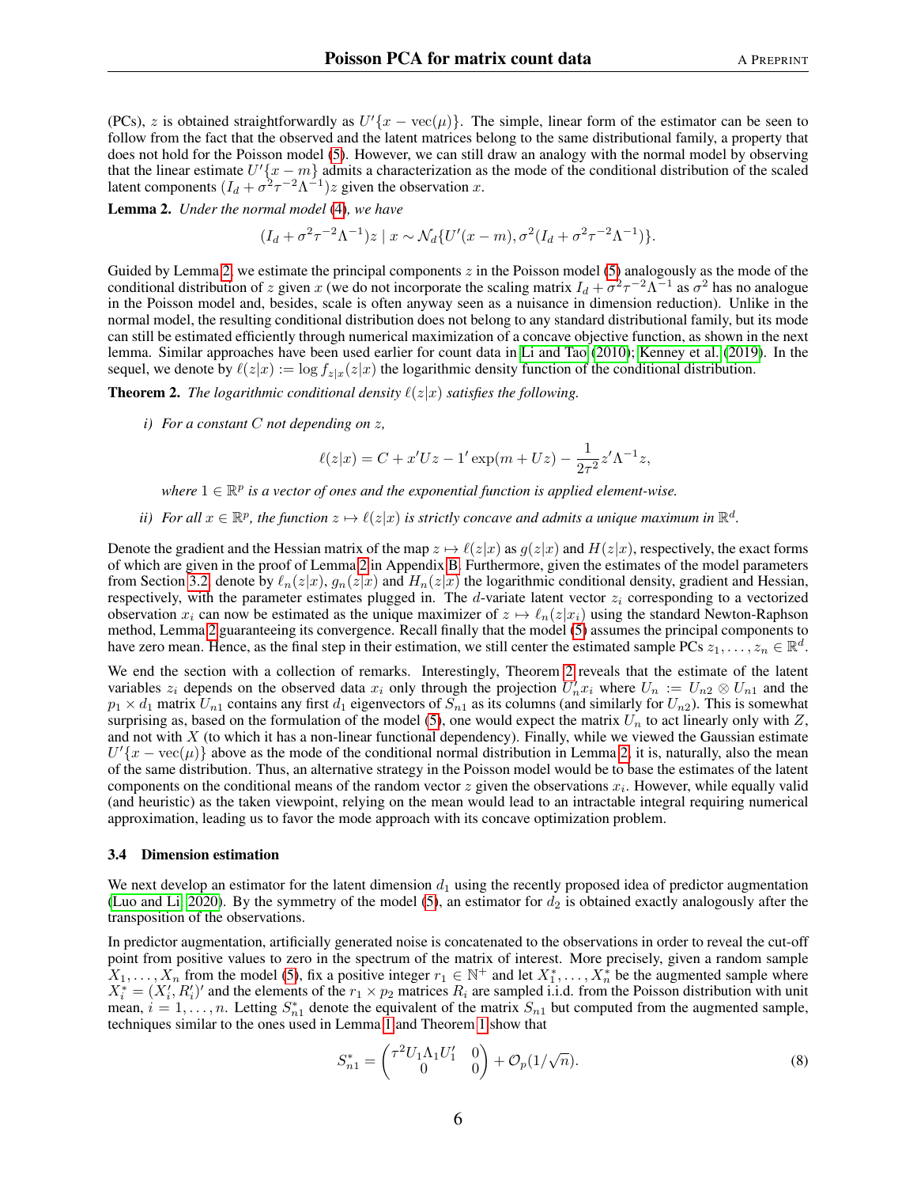(PCs), $z$ is obtained straightforwardly as $U'\{x - \text{vec}(\mu)\}$. The simple, linear form of the estimator can be seen to follow from the fact that the observed and the latent matrices belong to the same distributional family, a property that does not hold for the Poisson model (5). However, we can still draw an analogy with the normal model by observing that the linear estimate $U'\{x - m\}$ admits a characterization as the mode of the conditional distribution of the scaled latent components $(I_d + \sigma^2\tau^{-2}\Lambda^{-1})z$ given the observation $x$.

**Lemma 2.** *Under the normal model (4), we have*

$$(I_d + \sigma^2\tau^{-2}\Lambda^{-1})z \mid x \sim \mathcal{N}_d\{U'(x - m), \sigma^2(I_d + \sigma^2\tau^{-2}\Lambda^{-1})\}.$$

Guided by Lemma 2, we estimate the principal components $z$ in the Poisson model (5) analogously as the mode of the conditional distribution of $z$ given $x$ (we do not incorporate the scaling matrix $I_d + \sigma^2\tau^{-2}\Lambda^{-1}$ as $\sigma^2$ has no analogue in the Poisson model and, besides, scale is often anyway seen as a nuisance in dimension reduction). Unlike in the normal model, the resulting conditional distribution does not belong to any standard distributional family, but its mode can still be estimated efficiently through numerical maximization of a concave objective function, as shown in the next lemma. Similar approaches have been used earlier for count data in Li and Tao (2010); Kenney et al. (2019). In the sequel, we denote by $\ell(z|x) := \log f_{z|x}(z|x)$ the logarithmic density function of the conditional distribution.

**Theorem 2.** *The logarithmic conditional density $\ell(z|x)$ satisfies the following.*

*i) For a constant $C$ not depending on $z$,*

$$\ell(z|x) = C + x'Uz - 1'\exp(m + Uz) - \frac{1}{2\tau^2}z'\Lambda^{-1}z,$$

*where $1 \in \mathbb{R}^p$ is a vector of ones and the exponential function is applied element-wise.*

*ii) For all $x \in \mathbb{R}^p$, the function $z \mapsto \ell(z|x)$ is strictly concave and admits a unique maximum in $\mathbb{R}^d$.*

Denote the gradient and the Hessian matrix of the map $z \mapsto \ell(z|x)$ as $g(z|x)$ and $H(z|x)$, respectively, the exact forms of which are given in the proof of Lemma 2 in Appendix B. Furthermore, given the estimates of the model parameters from Section 3.2, denote by $\ell_n(z|x)$, $g_n(z|x)$ and $H_n(z|x)$ the logarithmic conditional density, gradient and Hessian, respectively, with the parameter estimates plugged in. The $d$-variate latent vector $z_i$ corresponding to a vectorized observation $x_i$ can now be estimated as the unique maximizer of $z \mapsto \ell_n(z|x_i)$ using the standard Newton-Raphson method, Lemma 2 guaranteeing its convergence. Recall finally that the model (5) assumes the principal components to have zero mean. Hence, as the final step in their estimation, we still center the estimated sample PCs $z_1, \ldots, z_n \in \mathbb{R}^d$.

We end the section with a collection of remarks. Interestingly, Theorem 2 reveals that the estimate of the latent variables $z_i$ depends on the observed data $x_i$ only through the projection $U_n'x_i$ where $U_n := U_{n2} \otimes U_{n1}$ and the $p_1 \times d_1$ matrix $U_{n1}$ contains any first $d_1$ eigenvectors of $S_{n1}$ as its columns (and similarly for $U_{n2}$). This is somewhat surprising as, based on the formulation of the model (5), one would expect the matrix $U_n$ to act linearly only with $Z$, and not with $X$ (to which it has a non-linear functional dependency). Finally, while we viewed the Gaussian estimate $U'\{x - \text{vec}(\mu)\}$ above as the mode of the conditional normal distribution in Lemma 2, it is, naturally, also the mean of the same distribution. Thus, an alternative strategy in the Poisson model would be to base the estimates of the latent components on the conditional means of the random vector $z$ given the observations $x_i$. However, while equally valid (and heuristic) as the taken viewpoint, relying on the mean would lead to an intractable integral requiring numerical approximation, leading us to favor the mode approach with its concave optimization problem.

### 3.4 Dimension estimation

We next develop an estimator for the latent dimension $d_1$ using the recently proposed idea of predictor augmentation (Luo and Li, 2020). By the symmetry of the model (5), an estimator for $d_2$ is obtained exactly analogously after the transposition of the observations.

In predictor augmentation, artificially generated noise is concatenated to the observations in order to reveal the cut-off point from positive values to zero in the spectrum of the matrix of interest. More precisely, given a random sample $X_1, \ldots, X_n$ from the model (5), fix a positive integer $r_1 \in \mathbb{N}^+$ and let $X_1^*, \ldots, X_n^*$ be the augmented sample where $X_i^* = (X_i', R_i')'$ and the elements of the $r_1 \times p_2$ matrices $R_i$ are sampled i.i.d. from the Poisson distribution with unit mean, $i = 1, \ldots, n$. Letting $S_{n1}^*$ denote the equivalent of the matrix $S_{n1}$ but computed from the augmented sample, techniques similar to the ones used in Lemma 1 and Theorem 1 show that

$$S_{n1}^* = \begin{pmatrix} \tau^2 U_1 \Lambda_1 U_1' & 0 \\ 0 & 0 \end{pmatrix} + \mathcal{O}_p(1/\sqrt{n}). \tag{8}$$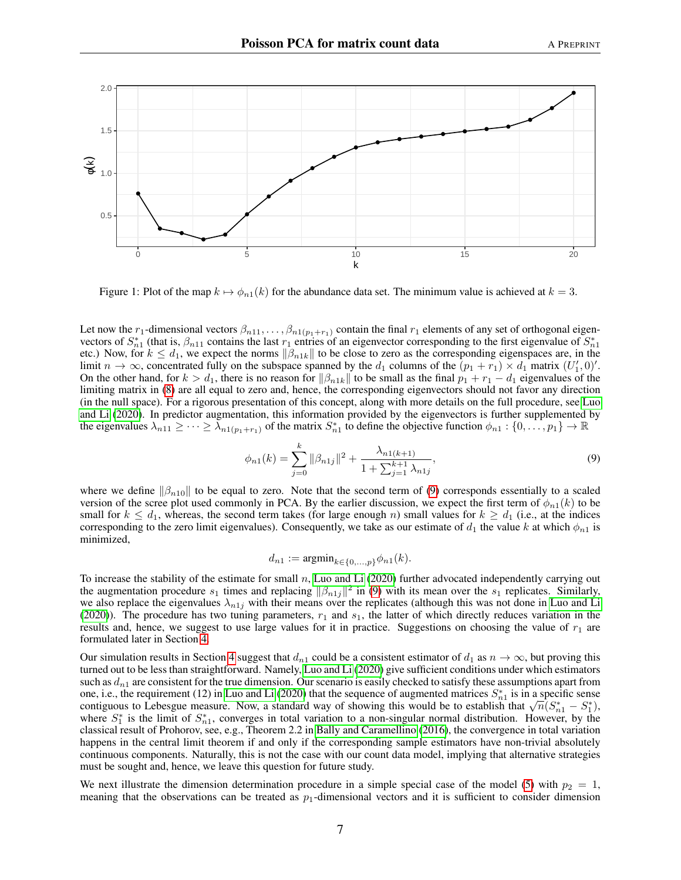Figure 1: Plot of the map $k \mapsto \phi_{n1}(k)$ for the abundance data set. The minimum value is achieved at $k = 3$.

Let now the $r_1$-dimensional vectors $\beta_{n11}, \ldots, \beta_{n1(p_1+r_1)}$ contain the final $r_1$ elements of any set of orthogonal eigenvectors of $S^*_{n1}$ (that is, $\beta_{n11}$ contains the last $r_1$ entries of an eigenvector corresponding to the first eigenvalue of $S^*_{n1}$ etc.) Now, for $k \leq d_1$, we expect the norms $\|\beta_{n1k}\|$ to be close to zero as the corresponding eigenspaces are, in the limit $n \to \infty$, concentrated fully on the subspace spanned by the $d_1$ columns of the $(p_1 + r_1) \times d_1$ matrix $(U_1', 0)'$. On the other hand, for $k > d_1$, there is no reason for $\|\beta_{n1k}\|$ to be small as the final $p_1 + r_1 - d_1$ eigenvalues of the limiting matrix in (8) are all equal to zero and, hence, the corresponding eigenvectors should not favor any direction (in the null space). For a rigorous presentation of this concept, along with more details on the full procedure, see Luo and Li (2020). In predictor augmentation, this information provided by the eigenvectors is further supplemented by the eigenvalues $\lambda_{n11} \geq \cdots \geq \lambda_{n1(p_1+r_1)}$ of the matrix $S^*_{n1}$ to define the objective function $\phi_{n1} : \{0, \ldots, p_1\} \to \mathbb{R}$

$$\phi_{n1}(k) = \sum_{j=0}^{k} \|\beta_{n1j}\|^2 + \frac{\lambda_{n1(k+1)}}{1 + \sum_{j=1}^{k+1} \lambda_{n1j}}, \tag{9}$$

where we define $\|\beta_{n10}\|$ to be equal to zero. Note that the second term of (9) corresponds essentially to a scaled version of the scree plot used commonly in PCA. By the earlier discussion, we expect the first term of $\phi_{n1}(k)$ to be small for $k \leq d_1$, whereas, the second term takes (for large enough $n$) small values for $k \geq d_1$ (i.e., at the indices corresponding to the zero limit eigenvalues). Consequently, we take as our estimate of $d_1$ the value $k$ at which $\phi_{n1}$ is minimized,

$$d_{n1} := \text{argmin}_{k \in \{0, \ldots, p\}} \phi_{n1}(k).$$

To increase the stability of the estimate for small $n$, Luo and Li (2020) further advocated independently carrying out the augmentation procedure $s_1$ times and replacing $\|\beta_{n1j}\|^2$ in (9) with its mean over the $s_1$ replicates. Similarly, we also replace the eigenvalues $\lambda_{n1j}$ with their means over the replicates (although this was not done in Luo and Li (2020)). The procedure has two tuning parameters, $r_1$ and $s_1$, the latter of which directly reduces variation in the results and, hence, we suggest to use large values for it in practice. Suggestions on choosing the value of $r_1$ are formulated later in Section 4.

Our simulation results in Section 4 suggest that $d_{n1}$ could be a consistent estimator of $d_1$ as $n \to \infty$, but proving this turned out to be less than straightforward. Namely, Luo and Li (2020) give sufficient conditions under which estimators such as $d_{n1}$ are consistent for the true dimension. Our scenario is easily checked to satisfy these assumptions apart from one, i.e., the requirement (12) in Luo and Li (2020) that the sequence of augmented matrices $S^*_{n1}$ is in a specific sense contiguous to Lebesgue measure. Now, a standard way of showing this would be to establish that $\sqrt{n}(S^*_{n1} - S^*_1)$, where $S^*_1$ is the limit of $S^*_{n1}$, converges in total variation to a non-singular normal distribution. However, by the classical result of Prohorov, see, e.g., Theorem 2.2 in Bally and Caramellino (2016), the convergence in total variation happens in the central limit theorem if and only if the corresponding sample estimators have non-trivial absolutely continuous components. Naturally, this is not the case with our count data model, implying that alternative strategies must be sought and, hence, we leave this question for future study.

We next illustrate the dimension determination procedure in a simple special case of the model (5) with $p_2 = 1$, meaning that the observations can be treated as $p_1$-dimensional vectors and it is sufficient to consider dimension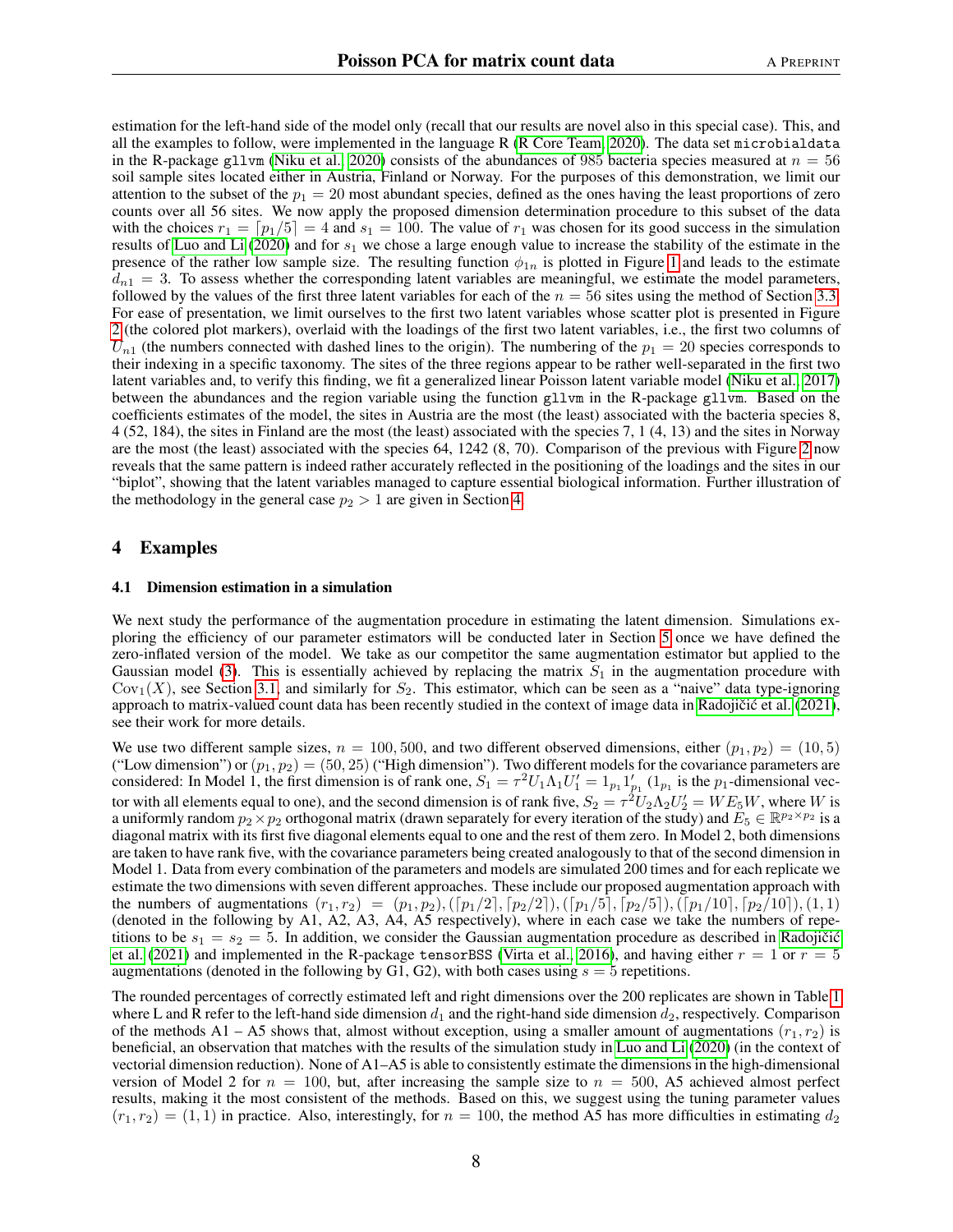estimation for the left-hand side of the model only (recall that our results are novel also in this special case). This, and all the examples to follow, were implemented in the language R (R Core Team, 2020). The data set `microbialdata` in the R-package `gllvm` (Niku et al., 2020) consists of the abundances of 985 bacteria species measured at $n = 56$ soil sample sites located either in Austria, Finland or Norway. For the purposes of this demonstration, we limit our attention to the subset of the $p_1 = 20$ most abundant species, defined as the ones having the least proportions of zero counts over all 56 sites. We now apply the proposed dimension determination procedure to this subset of the data with the choices $r_1 = \lceil p_1/5 \rceil = 4$ and $s_1 = 100$. The value of $r_1$ was chosen for its good success in the simulation results of Luo and Li (2020) and for $s_1$ we chose a large enough value to increase the stability of the estimate in the presence of the rather low sample size. The resulting function $\phi_{1n}$ is plotted in Figure 1 and leads to the estimate $\hat{d}_{n1} = 3$. To assess whether the corresponding latent variables are meaningful, we estimate the model parameters, followed by the values of the first three latent variables for each of the $n = 56$ sites using the method of Section 3.3. For ease of presentation, we limit ourselves to the first two latent variables whose scatter plot is presented in Figure 2 (the colored plot markers), overlaid with the loadings of the first two latent variables, i.e., the first two columns of $\hat{U}_{n1}$ (the numbers connected with dashed lines to the origin). The numbering of the $p_1 = 20$ species corresponds to their indexing in a specific taxonomy. The sites of the three regions appear to be rather well-separated in the first two latent variables and, to verify this finding, we fit a generalized linear Poisson latent variable model (Niku et al., 2017) between the abundances and the region variable using the function `gllvm` in the R-package `gllvm`. Based on the coefficients estimates of the model, the sites in Austria are the most (the least) associated with the bacteria species 8, 4 (52, 184), the sites in Finland are the most (the least) associated with the species 7, 1 (4, 13) and the sites in Norway are the most (the least) associated with the species 64, 1242 (8, 70). Comparison of the previous with Figure 2 now reveals that the same pattern is indeed rather accurately reflected in the positioning of the loadings and the sites in our "biplot", showing that the latent variables managed to capture essential biological information. Further illustration of the methodology in the general case $p_2 > 1$ are given in Section 4.

# 4 Examples

## 4.1 Dimension estimation in a simulation

We next study the performance of the augmentation procedure in estimating the latent dimension. Simulations exploring the efficiency of our parameter estimators will be conducted later in Section 5 once we have defined the zero-inflated version of the model. We take as our competitor the same augmentation estimator but applied to the Gaussian model (3). This is essentially achieved by replacing the matrix $S_1$ in the augmentation procedure with $\mathrm{Cov}_1(X)$, see Section 3.1, and similarly for $S_2$. This estimator, which can be seen as a "naive" data type-ignoring approach to matrix-valued count data has been recently studied in the context of image data in Radojičić et al. (2021), see their work for more details.

We use two different sample sizes, $n = 100, 500$, and two different observed dimensions, either $(p_1, p_2) = (10, 5)$ ("Low dimension") or $(p_1, p_2) = (50, 25)$ ("High dimension"). Two different models for the covariance parameters are considered: In Model 1, the first dimension is of rank one, $S_1 = \tau^2 U_1 \Lambda_1 U_1' = 1_{p_1} 1_{p_1}'$ ($1_{p_1}$ is the $p_1$-dimensional vector with all elements equal to one), and the second dimension is of rank five, $S_2 = \tau^2 U_2 \Lambda_2 U_2' = W E_5 W$, where $W$ is a uniformly random $p_2 \times p_2$ orthogonal matrix (drawn separately for every iteration of the study) and $E_5 \in \mathbb{R}^{p_2 \times p_2}$ is a diagonal matrix with its first five diagonal elements equal to one and the rest of them zero. In Model 2, both dimensions are taken to have rank five, with the covariance parameters being created analogously to that of the second dimension in Model 1. Data from every combination of the parameters and models are simulated 200 times and for each replicate we estimate the two dimensions with seven different approaches. These include our proposed augmentation approach with the numbers of augmentations $(r_1, r_2) = (p_1, p_2), (\lceil p_1/2 \rceil, \lceil p_2/2 \rceil), (\lceil p_1/5 \rceil, \lceil p_2/5 \rceil), (\lceil p_1/10 \rceil, \lceil p_2/10 \rceil), (1, 1)$ (denoted in the following by A1, A2, A3, A4, A5 respectively), where in each case we take the numbers of repetitions to be $s_1 = s_2 = 5$. In addition, we consider the Gaussian augmentation procedure as described in Radojičić et al. (2021) and implemented in the R-package `tensorBSS` (Virta et al., 2016), and having either $r = 1$ or $r = 5$ augmentations (denoted in the following by G1, G2), with both cases using $s = 5$ repetitions.

The rounded percentages of correctly estimated left and right dimensions over the 200 replicates are shown in Table 1 where L and R refer to the left-hand side dimension $d_1$ and the right-hand side dimension $d_2$, respectively. Comparison of the methods A1 – A5 shows that, almost without exception, using a smaller amount of augmentations $(r_1, r_2)$ is beneficial, an observation that matches with the results of the simulation study in Luo and Li (2020) (in the context of vectorial dimension reduction). None of A1–A5 is able to consistently estimate the dimensions in the high-dimensional version of Model 2 for $n = 100$, but, after increasing the sample size to $n = 500$, A5 achieved almost perfect results, making it the most consistent of the methods. Based on this, we suggest using the tuning parameter values $(r_1, r_2) = (1, 1)$ in practice. Also, interestingly, for $n = 100$, the method A5 has more difficulties in estimating $d_2$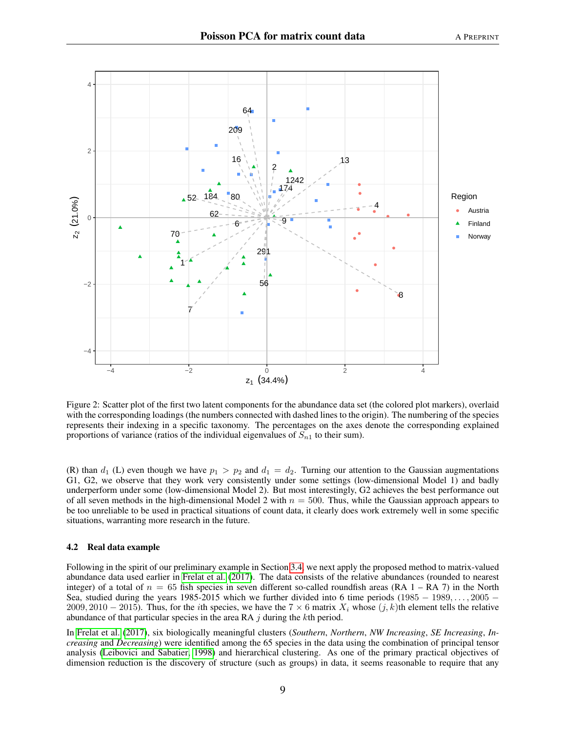Figure 2: Scatter plot of the first two latent components for the abundance data set (the colored plot markers), overlaid with the corresponding loadings (the numbers connected with dashed lines to the origin). The numbering of the species represents their indexing in a specific taxonomy. The percentages on the axes denote the corresponding explained proportions of variance (ratios of the individual eigenvalues of $S_{n1}$ to their sum).

(R) than $d_1$ (L) even though we have $p_1 > p_2$ and $d_1 = d_2$. Turning our attention to the Gaussian augmentations G1, G2, we observe that they work very consistently under some settings (low-dimensional Model 1) and badly underperform under some (low-dimensional Model 2). But most interestingly, G2 achieves the best performance out of all seven methods in the high-dimensional Model 2 with $n = 500$. Thus, while the Gaussian approach appears to be too unreliable to be used in practical situations of count data, it clearly does work extremely well in some specific situations, warranting more research in the future.

### 4.2 Real data example

Following in the spirit of our preliminary example in Section 3.4, we next apply the proposed method to matrix-valued abundance data used earlier in Frelat et al. (2017). The data consists of the relative abundances (rounded to nearest integer) of a total of $n = 65$ fish species in seven different so-called roundfish areas (RA 1 – RA 7) in the North Sea, studied during the years 1985-2015 which we further divided into 6 time periods $(1985 - 1989, \ldots, 2005 - 2009, 2010 - 2015)$. Thus, for the $i$th species, we have the $7 \times 6$ matrix $X_i$ whose $(j, k)$th element tells the relative abundance of that particular species in the area RA $j$ during the $k$th period.

In Frelat et al. (2017), six biologically meaningful clusters (*Southern*, *Northern*, *NW Increasing*, *SE Increasing*, *Increasing* and *Decreasing*) were identified among the 65 species in the data using the combination of principal tensor analysis (Leibovici and Sabatier, 1998) and hierarchical clustering. As one of the primary practical objectives of dimension reduction is the discovery of structure (such as groups) in data, it seems reasonable to require that any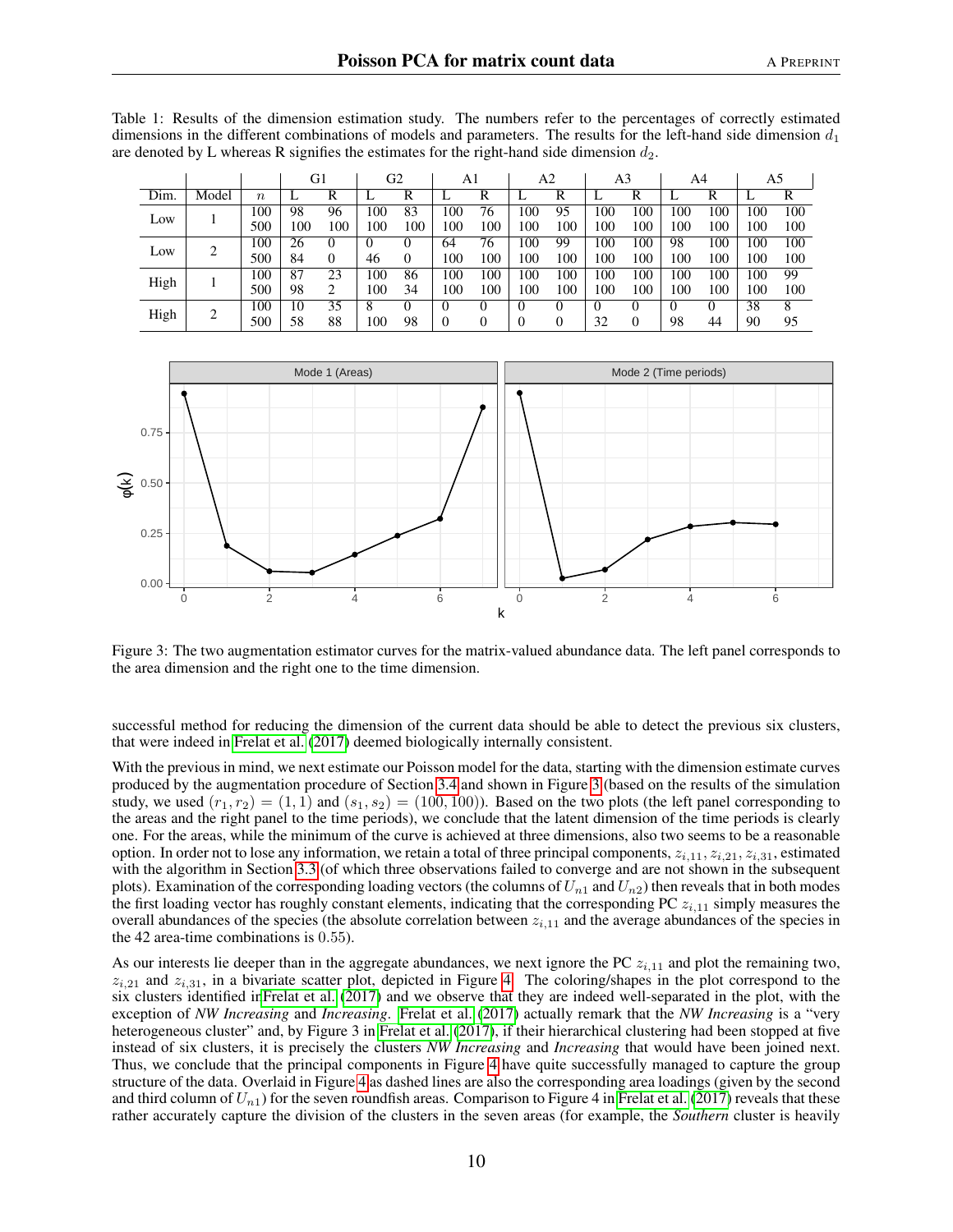Table 1: Results of the dimension estimation study. The numbers refer to the percentages of correctly estimated dimensions in the different combinations of models and parameters. The results for the left-hand side dimension $d_1$ are denoted by L whereas R signifies the estimates for the right-hand side dimension $d_2$.

| | | | G1 | | G2 | | A1 | | A2 | | A3 | | A4 | | A5 | |
|---|---|---|---|---|---|---|---|---|---|---|---|---|---|---|---|---|
| Dim. | Model | $n$ | L | R | L | R | L | R | L | R | L | R | L | R | L | R |
| Low | 1 | 100 | 98 | 96 | 100 | 83 | 100 | 76 | 100 | 95 | 100 | 100 | 100 | 100 | 100 | 100 |
| | | 500 | 100 | 100 | 100 | 100 | 100 | 100 | 100 | 100 | 100 | 100 | 100 | 100 | 100 | 100 |
| Low | 2 | 100 | 26 | 0 | 0 | 0 | 64 | 76 | 100 | 99 | 100 | 100 | 98 | 100 | 100 | 100 |
| | | 500 | 84 | 0 | 46 | 0 | 100 | 100 | 100 | 100 | 100 | 100 | 100 | 100 | 100 | 100 |
| High | 1 | 100 | 87 | 23 | 100 | 86 | 100 | 100 | 100 | 100 | 100 | 100 | 100 | 100 | 100 | 99 |
| | | 500 | 98 | 2 | 100 | 34 | 100 | 100 | 100 | 100 | 100 | 100 | 100 | 100 | 100 | 100 |
| High | 2 | 100 | 10 | 35 | 8 | 0 | 0 | 0 | 0 | 0 | 0 | 0 | 0 | 0 | 38 | 8 |
| | | 500 | 58 | 88 | 100 | 98 | 0 | 0 | 0 | 0 | 32 | 0 | 98 | 44 | 90 | 95 |

Figure 3: The two augmentation estimator curves for the matrix-valued abundance data. The left panel corresponds to the area dimension and the right one to the time dimension.

successful method for reducing the dimension of the current data should be able to detect the previous six clusters, that were indeed in Frelat et al. (2017) deemed biologically internally consistent.

With the previous in mind, we next estimate our Poisson model for the data, starting with the dimension estimate curves produced by the augmentation procedure of Section 3.4 and shown in Figure 3 (based on the results of the simulation study, we used $(r_1, r_2) = (1, 1)$ and $(s_1, s_2) = (100, 100)$). Based on the two plots (the left panel corresponding to the areas and the right panel to the time periods), we conclude that the latent dimension of the time periods is clearly one. For the areas, while the minimum of the curve is achieved at three dimensions, also two seems to be a reasonable option. In order not to lose any information, we retain a total of three principal components, $z_{i,11}, z_{i,21}, z_{i,31}$, estimated with the algorithm in Section 3.3 (of which three observations failed to converge and are not shown in the subsequent plots). Examination of the corresponding loading vectors (the columns of $U_{n1}$ and $U_{n2}$) then reveals that in both modes the first loading vector has roughly constant elements, indicating that the corresponding PC $z_{i,11}$ simply measures the overall abundances of the species (the absolute correlation between $z_{i,11}$ and the average abundances of the species in the 42 area-time combinations is 0.55).

As our interests lie deeper than in the aggregate abundances, we next ignore the PC $z_{i,11}$ and plot the remaining two, $z_{i,21}$ and $z_{i,31}$, in a bivariate scatter plot, depicted in Figure 4. The coloring/shapes in the plot correspond to the six clusters identified in Frelat et al. (2017) and we observe that they are indeed well-separated in the plot, with the exception of *NW Increasing* and *Increasing*. Frelat et al. (2017) actually remark that the *NW Increasing* is a "very heterogeneous cluster" and, by Figure 3 in Frelat et al. (2017), if their hierarchical clustering had been stopped at five instead of six clusters, it is precisely the clusters *NW Increasing* and *Increasing* that would have been joined next. Thus, we conclude that the principal components in Figure 4 have quite successfully managed to capture the group structure of the data. Overlaid in Figure 4 as dashed lines are also the corresponding area loadings (given by the second and third column of $U_{n1}$) for the seven roundfish areas. Comparison to Figure 4 in Frelat et al. (2017) reveals that these rather accurately capture the division of the clusters in the seven areas (for example, the *Southern* cluster is heavily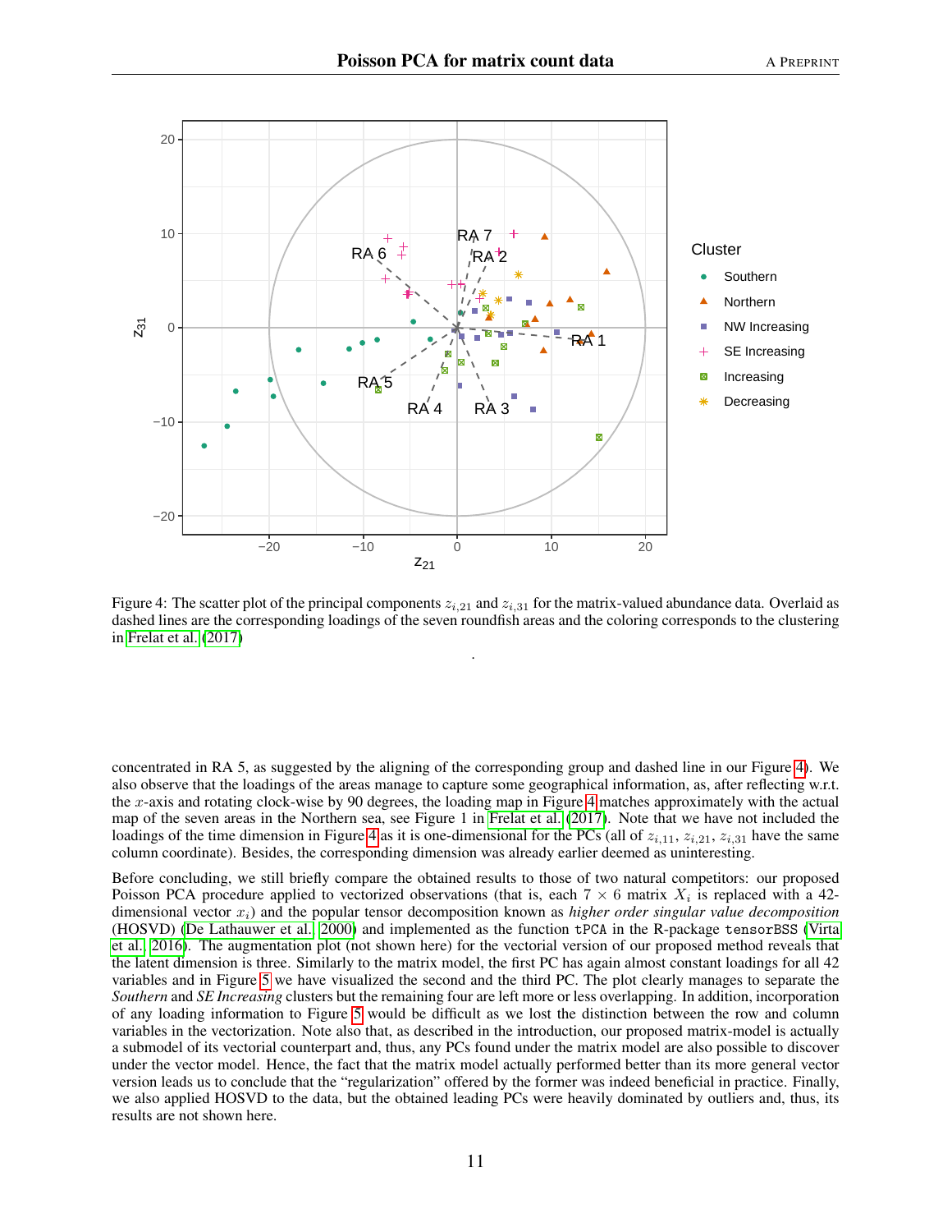Figure 4: The scatter plot of the principal components $z_{i,21}$ and $z_{i,31}$ for the matrix-valued abundance data. Overlaid as dashed lines are the corresponding loadings of the seven roundfish areas and the coloring corresponds to the clustering in Frelat et al. (2017)

.

concentrated in RA 5, as suggested by the aligning of the corresponding group and dashed line in our Figure 4). We also observe that the loadings of the areas manage to capture some geographical information, as, after reflecting w.r.t. the $x$-axis and rotating clock-wise by 90 degrees, the loading map in Figure 4 matches approximately with the actual map of the seven areas in the Northern sea, see Figure 1 in Frelat et al. (2017). Note that we have not included the loadings of the time dimension in Figure 4 as it is one-dimensional for the PCs (all of $z_{i,11}$, $z_{i,21}$, $z_{i,31}$ have the same column coordinate). Besides, the corresponding dimension was already earlier deemed as uninteresting.

Before concluding, we still briefly compare the obtained results to those of two natural competitors: our proposed Poisson PCA procedure applied to vectorized observations (that is, each $7 \times 6$ matrix $X_i$ is replaced with a 42-dimensional vector $x_i$) and the popular tensor decomposition known as *higher order singular value decomposition* (HOSVD) (De Lathauwer et al., 2000) and implemented as the function `tPCA` in the R-package `tensorBSS` (Virta et al., 2016). The augmentation plot (not shown here) for the vectorial version of our proposed method reveals that the latent dimension is three. Similarly to the matrix model, the first PC has again almost constant loadings for all 42 variables and in Figure 5 we have visualized the second and the third PC. The plot clearly manages to separate the *Southern* and *SE Increasing* clusters but the remaining four are left more or less overlapping. In addition, incorporation of any loading information to Figure 5 would be difficult as we lost the distinction between the row and column variables in the vectorization. Note also that, as described in the introduction, our proposed matrix-model is actually a submodel of its vectorial counterpart and, thus, any PCs found under the matrix model are also possible to discover under the vector model. Hence, the fact that the matrix model actually performed better than its more general vector version leads us to conclude that the "regularization" offered by the former was indeed beneficial in practice. Finally, we also applied HOSVD to the data, but the obtained leading PCs were heavily dominated by outliers and, thus, its results are not shown here.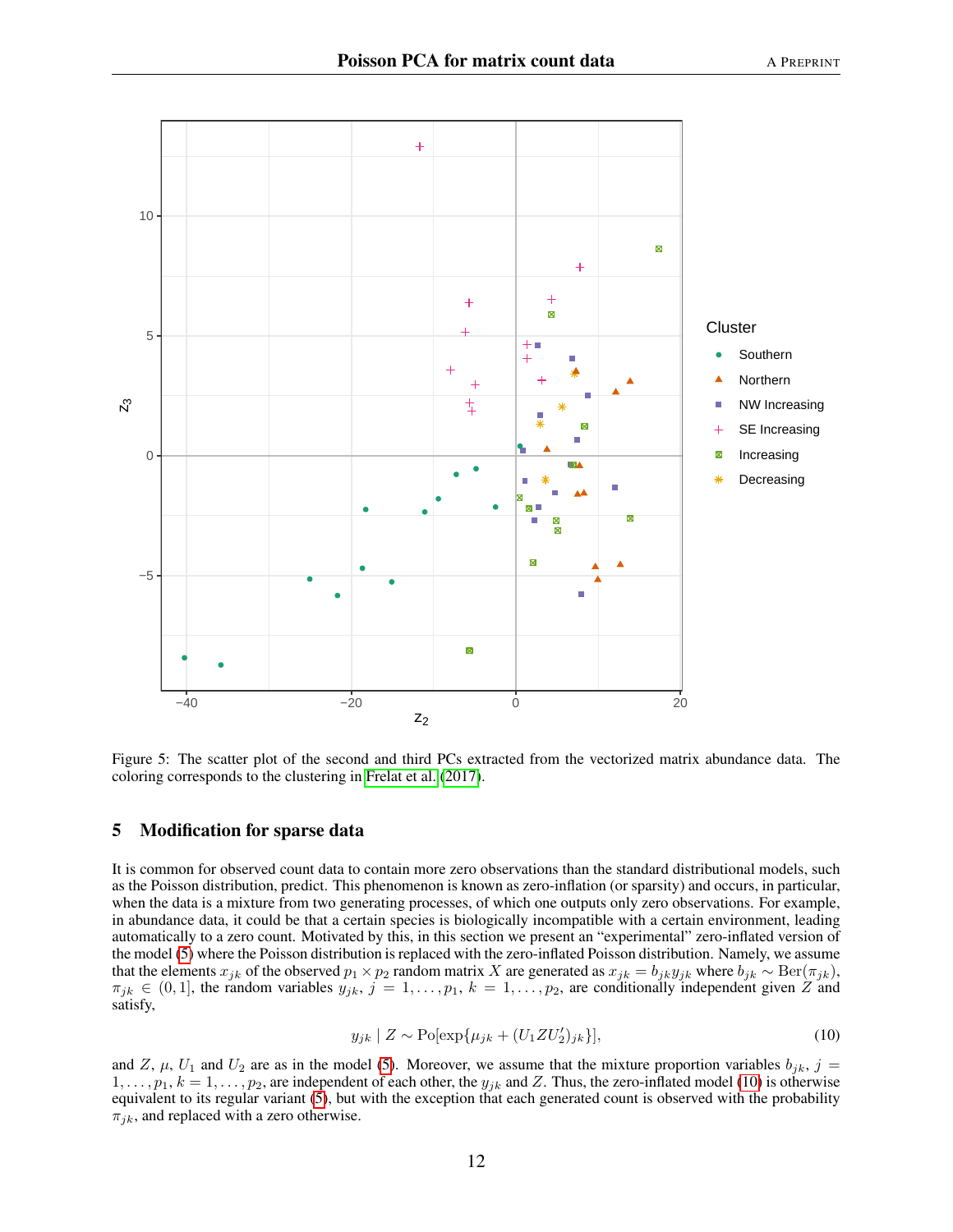Figure 5: The scatter plot of the second and third PCs extracted from the vectorized matrix abundance data. The coloring corresponds to the clustering in Frelat et al. (2017).

## 5 Modification for sparse data

It is common for observed count data to contain more zero observations than the standard distributional models, such as the Poisson distribution, predict. This phenomenon is known as zero-inflation (or sparsity) and occurs, in particular, when the data is a mixture from two generating processes, of which one outputs only zero observations. For example, in abundance data, it could be that a certain species is biologically incompatible with a certain environment, leading automatically to a zero count. Motivated by this, in this section we present an "experimental" zero-inflated version of the model (5) where the Poisson distribution is replaced with the zero-inflated Poisson distribution. Namely, we assume that the elements $x_{jk}$ of the observed $p_1 \times p_2$ random matrix $X$ are generated as $x_{jk} = b_{jk} y_{jk}$ where $b_{jk} \sim \mathrm{Ber}(\pi_{jk})$, $\pi_{jk} \in (0, 1]$, the random variables $y_{jk}$, $j = 1, \ldots, p_1$, $k = 1, \ldots, p_2$, are conditionally independent given $Z$ and satisfy,

$$y_{jk} \mid Z \sim \mathrm{Po}[\exp\{\mu_{jk} + (U_1 Z U_2')_{jk}\}], \tag{10}$$

and $Z$, $\mu$, $U_1$ and $U_2$ are as in the model (5). Moreover, we assume that the mixture proportion variables $b_{jk}$, $j = 1, \ldots, p_1$, $k = 1, \ldots, p_2$, are independent of each other, the $y_{jk}$ and $Z$. Thus, the zero-inflated model (10) is otherwise equivalent to its regular variant (5), but with the exception that each generated count is observed with the probability $\pi_{jk}$, and replaced with a zero otherwise.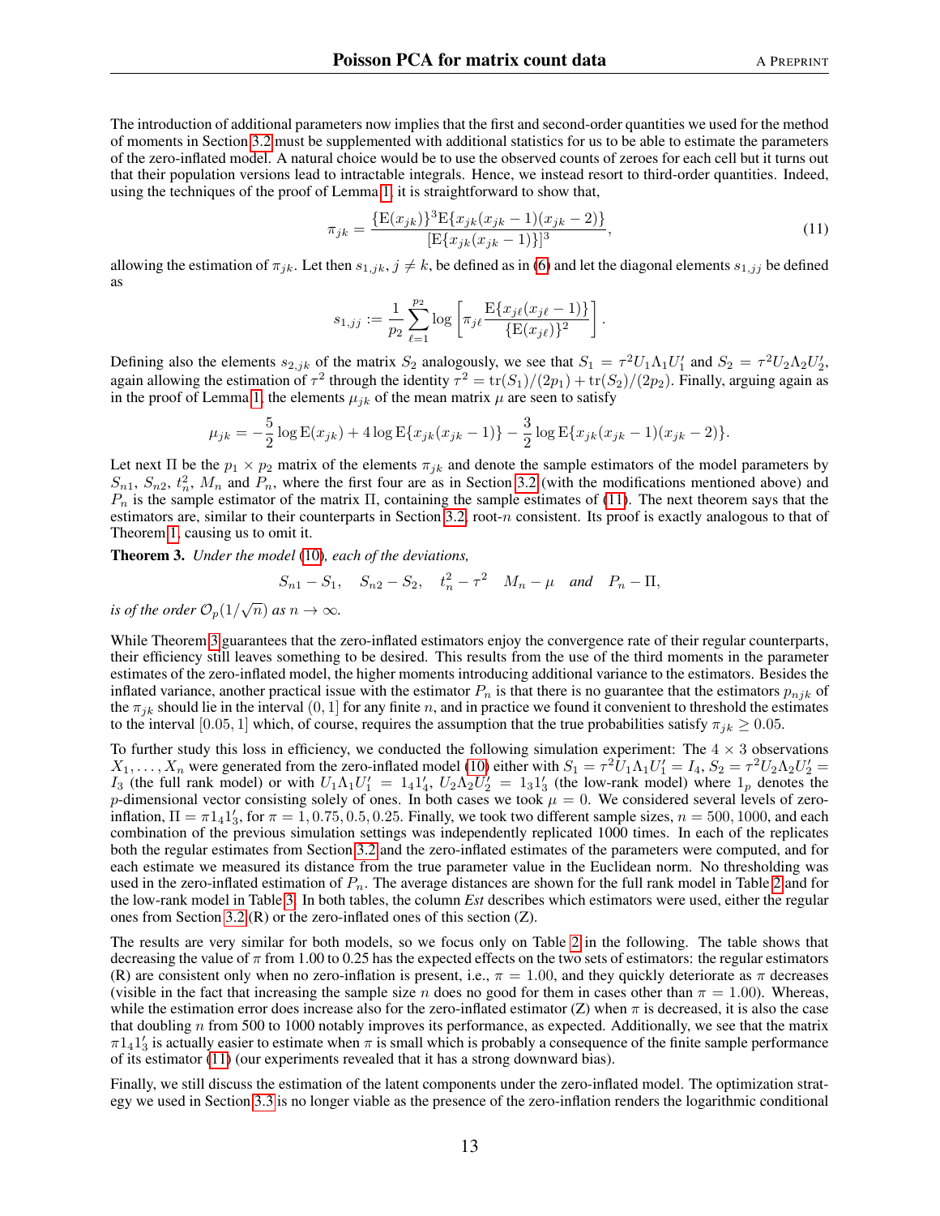The introduction of additional parameters now implies that the first and second-order quantities we used for the method of moments in Section 3.2 must be supplemented with additional statistics for us to be able to estimate the parameters of the zero-inflated model. A natural choice would be to use the observed counts of zeroes for each cell but it turns out that their population versions lead to intractable integrals. Hence, we instead resort to third-order quantities. Indeed, using the techniques of the proof of Lemma 1, it is straightforward to show that,

$$\pi_{jk} = \frac{\{\mathrm{E}(x_{jk})\}^3 \mathrm{E}\{x_{jk}(x_{jk}-1)(x_{jk}-2)\}}{[\mathrm{E}\{x_{jk}(x_{jk}-1)\}]^3}, \tag{11}$$

allowing the estimation of $\pi_{jk}$. Let then $s_{1,jk}$, $j \neq k$, be defined as in (6) and let the diagonal elements $s_{1,jj}$ be defined as

$$s_{1,jj} := \frac{1}{p_2} \sum_{\ell=1}^{p_2} \log \left[ \pi_{j\ell} \frac{\mathrm{E}\{x_{j\ell}(x_{j\ell}-1)\}}{\{\mathrm{E}(x_{j\ell})\}^2} \right].$$

Defining also the elements $s_{2,jk}$ of the matrix $S_2$ analogously, we see that $S_1 = \tau^2 U_1 \Lambda_1 U_1'$ and $S_2 = \tau^2 U_2 \Lambda_2 U_2'$, again allowing the estimation of $\tau^2$ through the identity $\tau^2 = \mathrm{tr}(S_1)/(2p_1) + \mathrm{tr}(S_2)/(2p_2)$. Finally, arguing again as in the proof of Lemma 1, the elements $\mu_{jk}$ of the mean matrix $\mu$ are seen to satisfy

$$\mu_{jk} = -\frac{5}{2} \log \mathrm{E}(x_{jk}) + 4 \log \mathrm{E}\{x_{jk}(x_{jk}-1)\} - \frac{3}{2} \log \mathrm{E}\{x_{jk}(x_{jk}-1)(x_{jk}-2)\}.$$

Let next $\Pi$ be the $p_1 \times p_2$ matrix of the elements $\pi_{jk}$ and denote the sample estimators of the model parameters by $S_{n1}$, $S_{n2}$, $t_n^2$, $M_n$ and $P_n$, where the first four are as in Section 3.2 (with the modifications mentioned above) and $P_n$ is the sample estimator of the matrix $\Pi$, containing the sample estimates of (11). The next theorem says that the estimators are, similar to their counterparts in Section 3.2, root-$n$ consistent. Its proof is exactly analogous to that of Theorem 1, causing us to omit it.

**Theorem 3.** *Under the model (10), each of the deviations,*

$$S_{n1} - S_1, \quad S_{n2} - S_2, \quad t_n^2 - \tau^2 \quad M_n - \mu \quad \text{and} \quad P_n - \Pi,$$

*is of the order $\mathcal{O}_p(1/\sqrt{n})$ as $n \to \infty$.*

While Theorem 3 guarantees that the zero-inflated estimators enjoy the convergence rate of their regular counterparts, their efficiency still leaves something to be desired. This results from the use of the third moments in the parameter estimates of the zero-inflated model, the higher moments introducing additional variance to the estimators. Besides the inflated variance, another practical issue with the estimator $P_n$ is that there is no guarantee that the estimators $p_{njk}$ of the $\pi_{jk}$ should lie in the interval $(0, 1]$ for any finite $n$, and in practice we found it convenient to threshold the estimates to the interval $[0.05, 1]$ which, of course, requires the assumption that the true probabilities satisfy $\pi_{jk} \geq 0.05$.

To further study this loss in efficiency, we conducted the following simulation experiment: The $4 \times 3$ observations $X_1, \ldots, X_n$ were generated from the zero-inflated model (10) either with $S_1 = \tau^2 U_1 \Lambda_1 U_1' = I_4$, $S_2 = \tau^2 U_2 \Lambda_2 U_2' = I_3$ (the full rank model) or with $U_1 \Lambda_1 U_1' = 1_4 1_4'$, $U_2 \Lambda_2 U_2' = 1_3 1_3'$ (the low-rank model) where $1_p$ denotes the $p$-dimensional vector consisting solely of ones. In both cases we took $\mu = 0$. We considered several levels of zero-inflation, $\Pi = \pi 1_4 1_3'$, for $\pi = 1, 0.75, 0.5, 0.25$. Finally, we took two different sample sizes, $n = 500, 1000$, and each combination of the previous simulation settings was independently replicated 1000 times. In each of the replicates both the regular estimates from Section 3.2 and the zero-inflated estimates of the parameters were computed, and for each estimate we measured its distance from the true parameter value in the Euclidean norm. No thresholding was used in the zero-inflated estimation of $P_n$. The average distances are shown for the full rank model in Table 2 and for the low-rank model in Table 3. In both tables, the column *Est* describes which estimators were used, either the regular ones from Section 3.2 (R) or the zero-inflated ones of this section (Z).

The results are very similar for both models, so we focus only on Table 2 in the following. The table shows that decreasing the value of $\pi$ from 1.00 to 0.25 has the expected effects on the two sets of estimators: the regular estimators (R) are consistent only when no zero-inflation is present, i.e., $\pi = 1.00$, and they quickly deteriorate as $\pi$ decreases (visible in the fact that increasing the sample size $n$ does no good for them in cases other than $\pi = 1.00$). Whereas, while the estimation error does increase also for the zero-inflated estimator (Z) when $\pi$ is decreased, it is also the case that doubling $n$ from 500 to 1000 notably improves its performance, as expected. Additionally, we see that the matrix $\pi 1_4 1_3'$ is actually easier to estimate when $\pi$ is small which is probably a consequence of the finite sample performance of its estimator (11) (our experiments revealed that it has a strong downward bias).

Finally, we still discuss the estimation of the latent components under the zero-inflated model. The optimization strategy we used in Section 3.3 is no longer viable as the presence of the zero-inflation renders the logarithmic conditional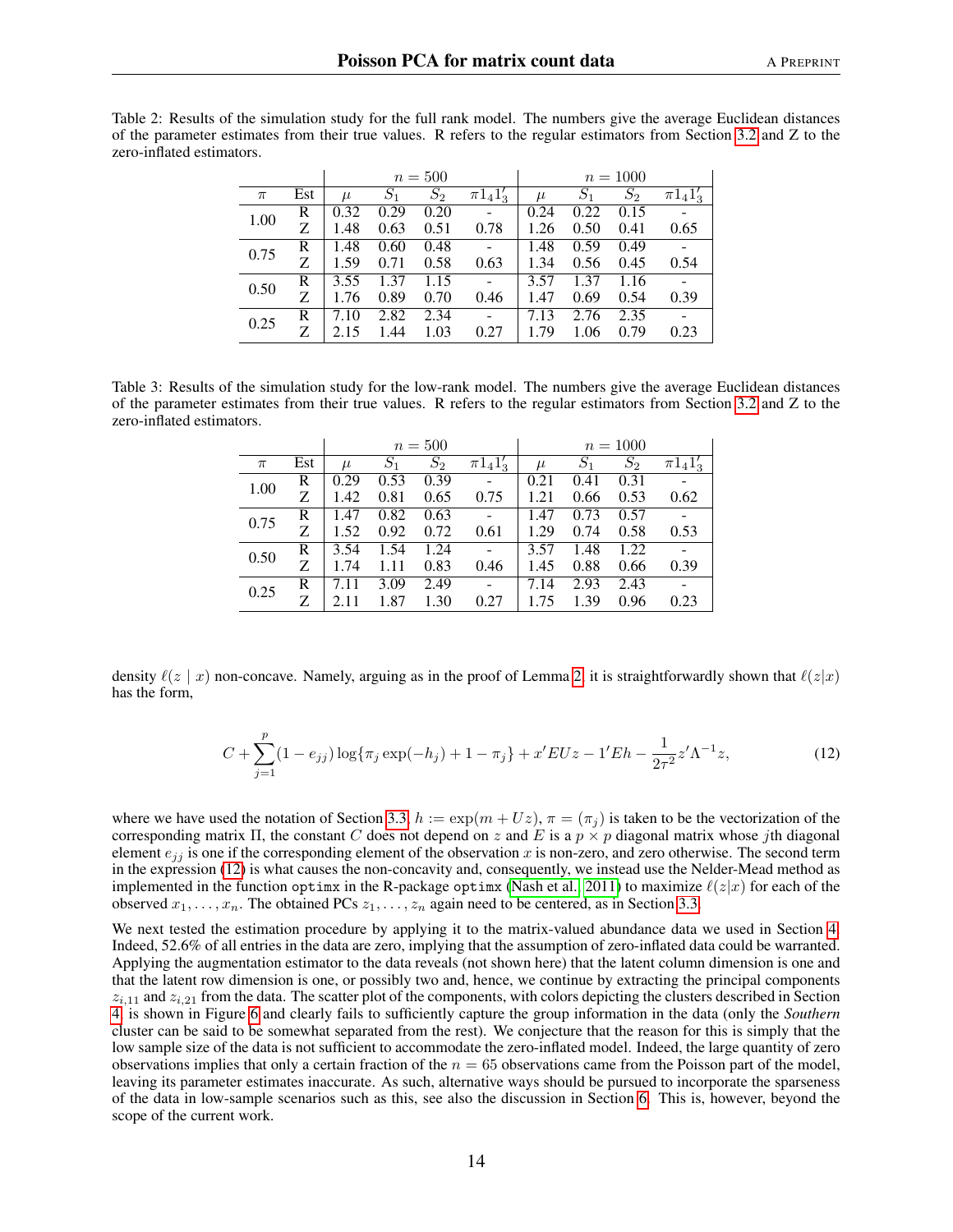Table 2: Results of the simulation study for the full rank model. The numbers give the average Euclidean distances of the parameter estimates from their true values. R refers to the regular estimators from Section 3.2 and Z to the zero-inflated estimators.

| | | $n = 500$ | | | | $n = 1000$ | | | |
|---|---|---|---|---|---|---|---|---|---|
| $\pi$ | Est | $\mu$ | $S_1$ | $S_2$ | $\pi 1_4 1_3'$ | $\mu$ | $S_1$ | $S_2$ | $\pi 1_4 1_3'$ |
| 1.00 | R | 0.32 | 0.29 | 0.20 | - | 0.24 | 0.22 | 0.15 | - |
| | Z | 1.48 | 0.63 | 0.51 | 0.78 | 1.26 | 0.50 | 0.41 | 0.65 |
| 0.75 | R | 1.48 | 0.60 | 0.48 | - | 1.48 | 0.59 | 0.49 | - |
| | Z | 1.59 | 0.71 | 0.58 | 0.63 | 1.34 | 0.56 | 0.45 | 0.54 |
| 0.50 | R | 3.55 | 1.37 | 1.15 | - | 3.57 | 1.37 | 1.16 | - |
| | Z | 1.76 | 0.89 | 0.70 | 0.46 | 1.47 | 0.69 | 0.54 | 0.39 |
| 0.25 | R | 7.10 | 2.82 | 2.34 | - | 7.13 | 2.76 | 2.35 | - |
| | Z | 2.15 | 1.44 | 1.03 | 0.27 | 1.79 | 1.06 | 0.79 | 0.23 |

Table 3: Results of the simulation study for the low-rank model. The numbers give the average Euclidean distances of the parameter estimates from their true values. R refers to the regular estimators from Section 3.2 and Z to the zero-inflated estimators.

| | | $n = 500$ | | | | $n = 1000$ | | | |
|---|---|---|---|---|---|---|---|---|---|
| $\pi$ | Est | $\mu$ | $S_1$ | $S_2$ | $\pi 1_4 1_3'$ | $\mu$ | $S_1$ | $S_2$ | $\pi 1_4 1_3'$ |
| 1.00 | R | 0.29 | 0.53 | 0.39 | - | 0.21 | 0.41 | 0.31 | - |
| | Z | 1.42 | 0.81 | 0.65 | 0.75 | 1.21 | 0.66 | 0.53 | 0.62 |
| 0.75 | R | 1.47 | 0.82 | 0.63 | - | 1.47 | 0.73 | 0.57 | - |
| | Z | 1.52 | 0.92 | 0.72 | 0.61 | 1.29 | 0.74 | 0.58 | 0.53 |
| 0.50 | R | 3.54 | 1.54 | 1.24 | - | 3.57 | 1.48 | 1.22 | - |
| | Z | 1.74 | 1.11 | 0.83 | 0.46 | 1.45 | 0.88 | 0.66 | 0.39 |
| 0.25 | R | 7.11 | 3.09 | 2.49 | - | 7.14 | 2.93 | 2.43 | - |
| | Z | 2.11 | 1.87 | 1.30 | 0.27 | 1.75 | 1.39 | 0.96 | 0.23 |

density $\ell(z \mid x)$ non-concave. Namely, arguing as in the proof of Lemma 2, it is straightforwardly shown that $\ell(z|x)$ has the form,

$$C + \sum_{j=1}^{p} (1 - e_{jj}) \log\{\pi_j \exp(-h_j) + 1 - \pi_j\} + x' EUz - 1' Eh - \frac{1}{2\tau^2} z' \Lambda^{-1} z, \tag{12}$$

where we have used the notation of Section 3.3, $h := \exp(m + Uz)$, $\pi = (\pi_j)$ is taken to be the vectorization of the corresponding matrix $\Pi$, the constant $C$ does not depend on $z$ and $E$ is a $p \times p$ diagonal matrix whose $j$th diagonal element $e_{jj}$ is one if the corresponding element of the observation $x$ is non-zero, and zero otherwise. The second term in the expression (12) is what causes the non-concavity and, consequently, we instead use the Nelder-Mead method as implemented in the function `optimx` in the R-package `optimx` (Nash et al., 2011) to maximize $\ell(z|x)$ for each of the observed $x_1, \ldots, x_n$. The obtained PCs $z_1, \ldots, z_n$ again need to be centered, as in Section 3.3.

We next tested the estimation procedure by applying it to the matrix-valued abundance data we used in Section 4. Indeed, 52.6% of all entries in the data are zero, implying that the assumption of zero-inflated data could be warranted. Applying the augmentation estimator to the data reveals (not shown here) that the latent column dimension is one and that the latent row dimension is one, or possibly two and, hence, we continue by extracting the principal components $z_{i,11}$ and $z_{i,21}$ from the data. The scatter plot of the components, with colors depicting the clusters described in Section 4, is shown in Figure 6 and clearly fails to sufficiently capture the group information in the data (only the *Southern* cluster can be said to be somewhat separated from the rest). We conjecture that the reason for this is simply that the low sample size of the data is not sufficient to accommodate the zero-inflated model. Indeed, the large quantity of zero observations implies that only a certain fraction of the $n = 65$ observations came from the Poisson part of the model, leaving its parameter estimates inaccurate. As such, alternative ways should be pursued to incorporate the sparseness of the data in low-sample scenarios such as this, see also the discussion in Section 6. This is, however, beyond the scope of the current work.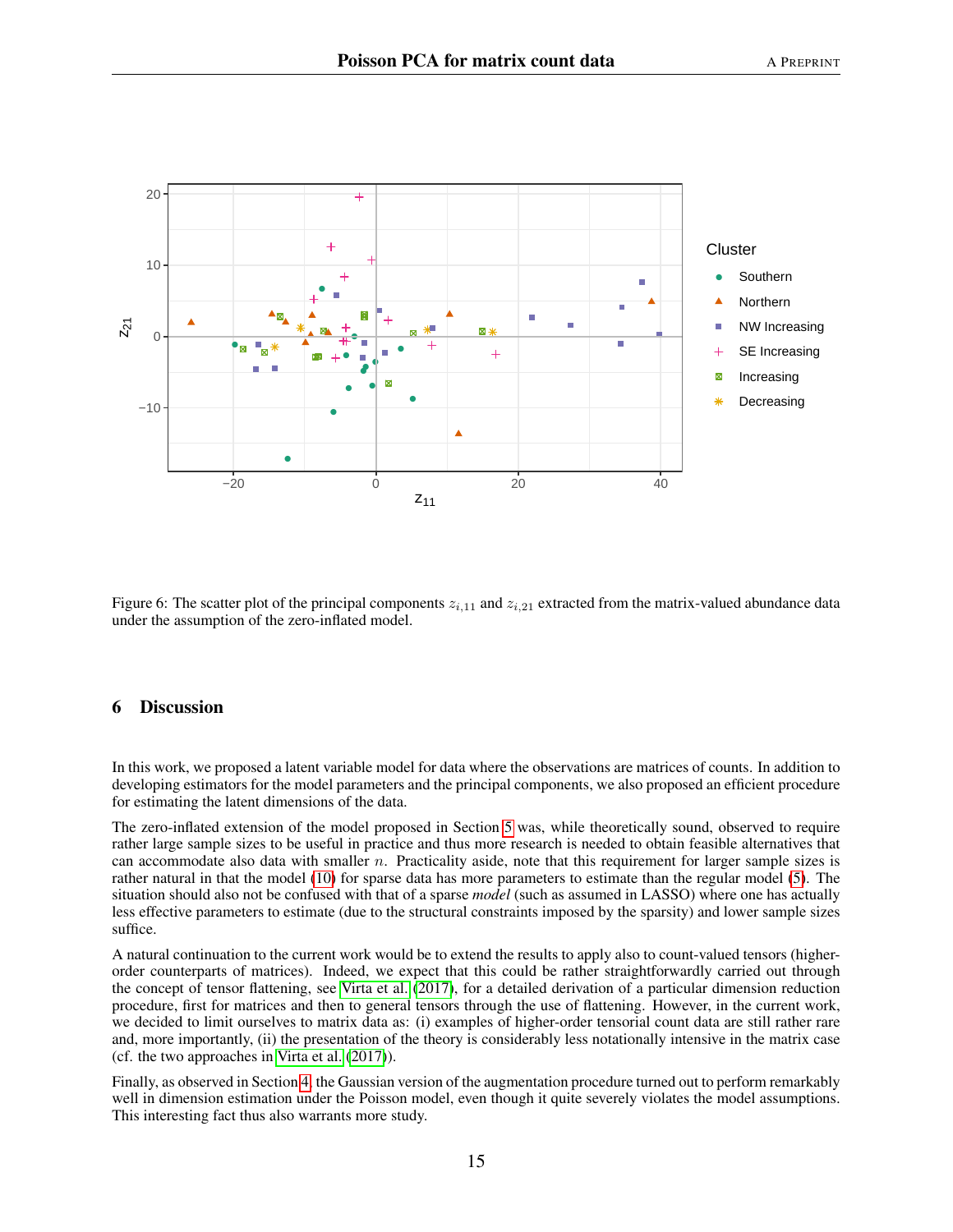Figure 6: The scatter plot of the principal components $z_{i,11}$ and $z_{i,21}$ extracted from the matrix-valued abundance data under the assumption of the zero-inflated model.

## 6 Discussion

In this work, we proposed a latent variable model for data where the observations are matrices of counts. In addition to developing estimators for the model parameters and the principal components, we also proposed an efficient procedure for estimating the latent dimensions of the data.

The zero-inflated extension of the model proposed in Section 5 was, while theoretically sound, observed to require rather large sample sizes to be useful in practice and thus more research is needed to obtain feasible alternatives that can accommodate also data with smaller $n$. Practicality aside, note that this requirement for larger sample sizes is rather natural in that the model (10) for sparse data has more parameters to estimate than the regular model (5). The situation should also not be confused with that of a sparse *model* (such as assumed in LASSO) where one has actually less effective parameters to estimate (due to the structural constraints imposed by the sparsity) and lower sample sizes suffice.

A natural continuation to the current work would be to extend the results to apply also to count-valued tensors (higher-order counterparts of matrices). Indeed, we expect that this could be rather straightforwardly carried out through the concept of tensor flattening, see Virta et al. (2017), for a detailed derivation of a particular dimension reduction procedure, first for matrices and then to general tensors through the use of flattening. However, in the current work, we decided to limit ourselves to matrix data as: (i) examples of higher-order tensorial count data are still rather rare and, more importantly, (ii) the presentation of the theory is considerably less notationally intensive in the matrix case (cf. the two approaches in Virta et al. (2017)).

Finally, as observed in Section 4, the Gaussian version of the augmentation procedure turned out to perform remarkably well in dimension estimation under the Poisson model, even though it quite severely violates the model assumptions. This interesting fact thus also warrants more study.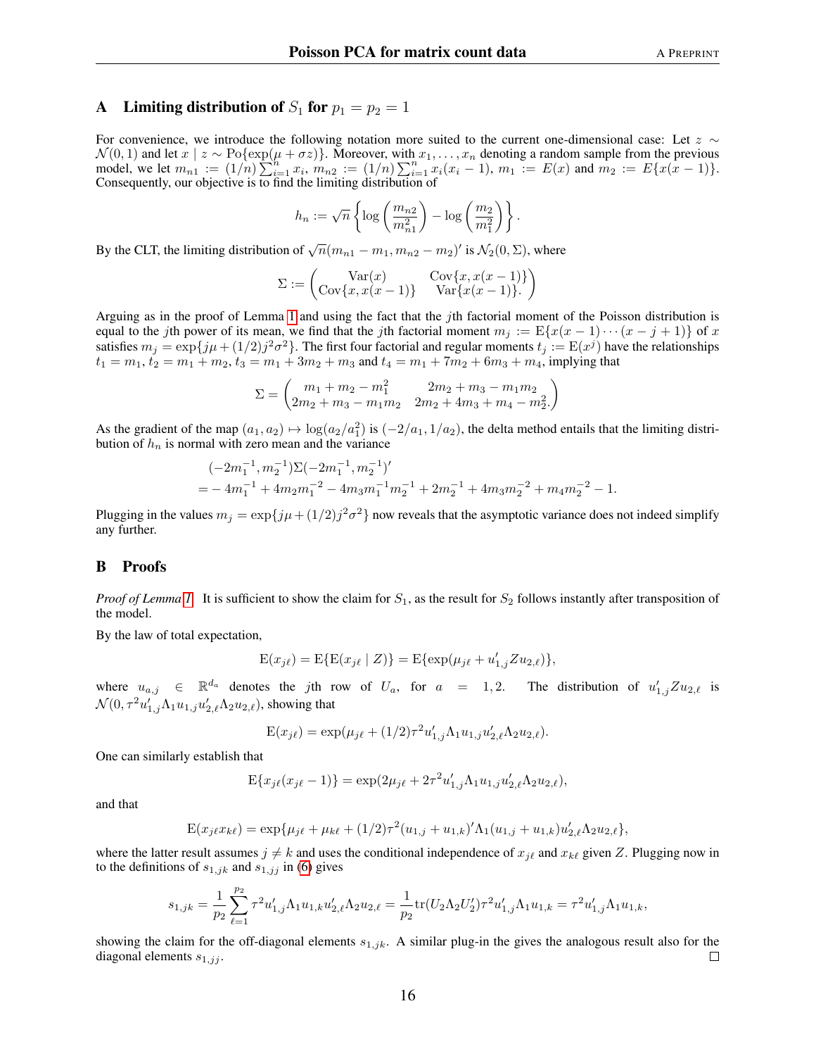## A Limiting distribution of $S_1$ for $p_1 = p_2 = 1$

For convenience, we introduce the following notation more suited to the current one-dimensional case: Let $z \sim \mathcal{N}(0,1)$ and let $x \mid z \sim \text{Po}\{\exp(\mu + \sigma z)\}$. Moreover, with $x_1, \ldots, x_n$ denoting a random sample from the previous model, we let $m_{n1} := (1/n)\sum_{i=1}^n x_i$, $m_{n2} := (1/n)\sum_{i=1}^n x_i(x_i - 1)$, $m_1 := E(x)$ and $m_2 := E\{x(x-1)\}$. Consequently, our objective is to find the limiting distribution of

$$h_n := \sqrt{n}\left\{\log\left(\frac{m_{n2}}{m_{n1}^2}\right) - \log\left(\frac{m_2}{m_1^2}\right)\right\}.$$

By the CLT, the limiting distribution of $\sqrt{n}(m_{n1} - m_1, m_{n2} - m_2)'$ is $\mathcal{N}_2(0, \Sigma)$, where

$$\Sigma := \begin{pmatrix} \text{Var}(x) & \text{Cov}\{x, x(x-1)\} \\ \text{Cov}\{x, x(x-1)\} & \text{Var}\{x(x-1)\}. \end{pmatrix}$$

Arguing as in the proof of Lemma 1 and using the fact that the $j$th factorial moment of the Poisson distribution is equal to the $j$th power of its mean, we find that the $j$th factorial moment $m_j := \text{E}\{x(x-1)\cdots(x-j+1)\}$ of $x$ satisfies $m_j = \exp\{j\mu + (1/2)j^2\sigma^2\}$. The first four factorial and regular moments $t_j := \text{E}(x^j)$ have the relationships $t_1 = m_1$, $t_2 = m_1 + m_2$, $t_3 = m_1 + 3m_2 + m_3$ and $t_4 = m_1 + 7m_2 + 6m_3 + m_4$, implying that

$$\Sigma = \begin{pmatrix} m_1 + m_2 - m_1^2 & 2m_2 + m_3 - m_1 m_2 \\ 2m_2 + m_3 - m_1 m_2 & 2m_2 + 4m_3 + m_4 - m_2^2. \end{pmatrix}$$

As the gradient of the map $(a_1, a_2) \mapsto \log(a_2/a_1^2)$ is $(-2/a_1, 1/a_2)$, the delta method entails that the limiting distribution of $h_n$ is normal with zero mean and the variance

$$\begin{aligned} &(-2m_1^{-1}, m_2^{-1})\Sigma(-2m_1^{-1}, m_2^{-1})' \\ =& -4m_1^{-1} + 4m_2 m_1^{-2} - 4m_3 m_1^{-1} m_2^{-1} + 2m_2^{-1} + 4m_3 m_2^{-2} + m_4 m_2^{-2} - 1. \end{aligned}$$

Plugging in the values $m_j = \exp\{j\mu + (1/2)j^2\sigma^2\}$ now reveals that the asymptotic variance does not indeed simplify any further.

## B Proofs

*Proof of Lemma 1.* It is sufficient to show the claim for $S_1$, as the result for $S_2$ follows instantly after transposition of the model.

By the law of total expectation,

$$\text{E}(x_{j\ell}) = \text{E}\{\text{E}(x_{j\ell} \mid Z)\} = \text{E}\{\exp(\mu_{j\ell} + u_{1,j}' Z u_{2,\ell})\},$$

where $u_{a,j} \in \mathbb{R}^{d_a}$ denotes the $j$th row of $U_a$, for $a = 1, 2$. The distribution of $u_{1,j}' Z u_{2,\ell}$ is $\mathcal{N}(0, \tau^2 u_{1,j}' \Lambda_1 u_{1,j} u_{2,\ell}' \Lambda_2 u_{2,\ell})$, showing that

$$\text{E}(x_{j\ell}) = \exp(\mu_{j\ell} + (1/2)\tau^2 u_{1,j}' \Lambda_1 u_{1,j} u_{2,\ell}' \Lambda_2 u_{2,\ell}).$$

One can similarly establish that

$$\text{E}\{x_{j\ell}(x_{j\ell} - 1)\} = \exp(2\mu_{j\ell} + 2\tau^2 u_{1,j}' \Lambda_1 u_{1,j} u_{2,\ell}' \Lambda_2 u_{2,\ell}),$$

and that

$$\text{E}(x_{j\ell} x_{k\ell}) = \exp\{\mu_{j\ell} + \mu_{k\ell} + (1/2)\tau^2 (u_{1,j} + u_{1,k})' \Lambda_1 (u_{1,j} + u_{1,k}) u_{2,\ell}' \Lambda_2 u_{2,\ell}\},$$

where the latter result assumes $j \neq k$ and uses the conditional independence of $x_{j\ell}$ and $x_{k\ell}$ given $Z$. Plugging now in to the definitions of $s_{1,jk}$ and $s_{1,jj}$ in (6) gives

$$s_{1,jk} = \frac{1}{p_2}\sum_{\ell=1}^{p_2} \tau^2 u_{1,j}' \Lambda_1 u_{1,k} u_{2,\ell}' \Lambda_2 u_{2,\ell} = \frac{1}{p_2}\text{tr}(U_2 \Lambda_2 U_2')\tau^2 u_{1,j}' \Lambda_1 u_{1,k} = \tau^2 u_{1,j}' \Lambda_1 u_{1,k},$$

showing the claim for the off-diagonal elements $s_{1,jk}$. A similar plug-in the gives the analogous result also for the diagonal elements $s_{1,jj}$. □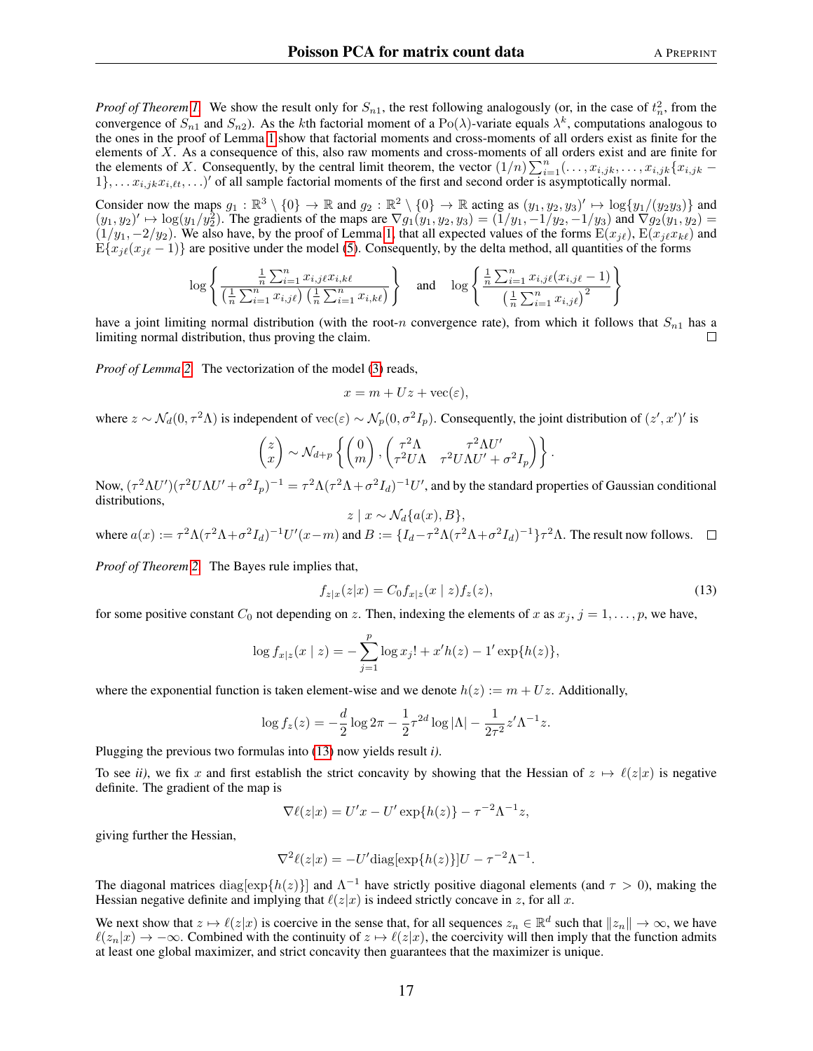*Proof of Theorem 1.* We show the result only for $S_{n1}$, the rest following analogously (or, in the case of $t_n^2$, from the convergence of $S_{n1}$ and $S_{n2}$). As the $k$th factorial moment of a $\mathrm{Po}(\lambda)$-variate equals $\lambda^k$, computations analogous to the ones in the proof of Lemma 1 show that factorial moments and cross-moments of all orders exist as finite for the elements of $X$. As a consequence of this, also raw moments and cross-moments of all orders exist and are finite for the elements of $X$. Consequently, by the central limit theorem, the vector $(1/n)\sum_{i=1}^n(\ldots, x_{i,jk}, \ldots, x_{i,jk}\{x_{i,jk} - 1\}, \ldots x_{i,jk}x_{i,\ell t}, \ldots)'$ of all sample factorial moments of the first and second order is asymptotically normal.

Consider now the maps $g_1 : \mathbb{R}^3 \setminus \{0\} \to \mathbb{R}$ and $g_2 : \mathbb{R}^2 \setminus \{0\} \to \mathbb{R}$ acting as $(y_1, y_2, y_3)' \mapsto \log\{y_1/(y_2 y_3)\}$ and $(y_1, y_2)' \mapsto \log(y_1/y_2^2)$. The gradients of the maps are $\nabla g_1(y_1, y_2, y_3) = (1/y_1, -1/y_2, -1/y_3)$ and $\nabla g_2(y_1, y_2) = (1/y_1, -2/y_2)$. We also have, by the proof of Lemma 1, that all expected values of the forms $\mathrm{E}(x_{j\ell})$, $\mathrm{E}(x_{j\ell}x_{k\ell})$ and $\mathrm{E}\{x_{j\ell}(x_{j\ell} - 1)\}$ are positive under the model (5). Consequently, by the delta method, all quantities of the forms

$$
\log\left\{ \frac{\frac{1}{n}\sum_{i=1}^n x_{i,j\ell}x_{i,k\ell}}{\left(\frac{1}{n}\sum_{i=1}^n x_{i,j\ell}\right)\left(\frac{1}{n}\sum_{i=1}^n x_{i,k\ell}\right)} \right\} \quad \text{and} \quad \log\left\{ \frac{\frac{1}{n}\sum_{i=1}^n x_{i,j\ell}(x_{i,j\ell} - 1)}{\left(\frac{1}{n}\sum_{i=1}^n x_{i,j\ell}\right)^2} \right\}
$$

have a joint limiting normal distribution (with the root-$n$ convergence rate), from which it follows that $S_{n1}$ has a limiting normal distribution, thus proving the claim. $\square$

*Proof of Lemma 2.* The vectorization of the model (3) reads,

$$
x = m + Uz + \mathrm{vec}(\varepsilon),
$$

where $z \sim \mathcal{N}_d(0, \tau^2\Lambda)$ is independent of $\mathrm{vec}(\varepsilon) \sim \mathcal{N}_p(0, \sigma^2 I_p)$. Consequently, the joint distribution of $(z', x')'$ is

$$
\begin{pmatrix} z \\ x \end{pmatrix} \sim \mathcal{N}_{d+p}\left\{ \begin{pmatrix} 0 \\ m \end{pmatrix}, \begin{pmatrix} \tau^2\Lambda & \tau^2\Lambda U' \\ \tau^2 U\Lambda & \tau^2 U\Lambda U' + \sigma^2 I_p \end{pmatrix} \right\}.
$$

Now, $(\tau^2\Lambda U')(\tau^2 U\Lambda U' + \sigma^2 I_p)^{-1} = \tau^2\Lambda(\tau^2\Lambda + \sigma^2 I_d)^{-1}U'$, and by the standard properties of Gaussian conditional distributions,

$$
z \mid x \sim \mathcal{N}_d\{a(x), B\},
$$

where $a(x) := \tau^2\Lambda(\tau^2\Lambda + \sigma^2 I_d)^{-1}U'(x - m)$ and $B := \{I_d - \tau^2\Lambda(\tau^2\Lambda + \sigma^2 I_d)^{-1}\}\tau^2\Lambda$. The result now follows. $\square$

*Proof of Theorem 2.* The Bayes rule implies that,

$$
f_{z|x}(z|x) = C_0 f_{x|z}(x \mid z) f_z(z), \tag{13}
$$

for some positive constant $C_0$ not depending on $z$. Then, indexing the elements of $x$ as $x_j$, $j = 1, \ldots, p$, we have,

$$
\log f_{x|z}(x \mid z) = -\sum_{j=1}^p \log x_j! + x'h(z) - 1'\exp\{h(z)\},
$$

where the exponential function is taken element-wise and we denote $h(z) := m + Uz$. Additionally,

$$
\log f_z(z) = -\frac{d}{2}\log 2\pi - \frac{1}{2}\tau^{2d}\log|\Lambda| - \frac{1}{2\tau^2}z'\Lambda^{-1}z.
$$

Plugging the previous two formulas into (13) now yields result *i)*.

To see *ii)*, we fix $x$ and first establish the strict concavity by showing that the Hessian of $z \mapsto \ell(z|x)$ is negative definite. The gradient of the map is

$$
\nabla\ell(z|x) = U'x - U'\exp\{h(z)\} - \tau^{-2}\Lambda^{-1}z,
$$

giving further the Hessian,

$$
\nabla^2\ell(z|x) = -U'\mathrm{diag}[\exp\{h(z)\}]U - \tau^{-2}\Lambda^{-1}.
$$

The diagonal matrices $\mathrm{diag}[\exp\{h(z)\}]$ and $\Lambda^{-1}$ have strictly positive diagonal elements (and $\tau > 0$), making the Hessian negative definite and implying that $\ell(z|x)$ is indeed strictly concave in $z$, for all $x$.

We next show that $z \mapsto \ell(z|x)$ is coercive in the sense that, for all sequences $z_n \in \mathbb{R}^d$ such that $\|z_n\| \to \infty$, we have $\ell(z_n|x) \to -\infty$. Combined with the continuity of $z \mapsto \ell(z|x)$, the coercivity will then imply that the function admits at least one global maximizer, and strict concavity then guarantees that the maximizer is unique.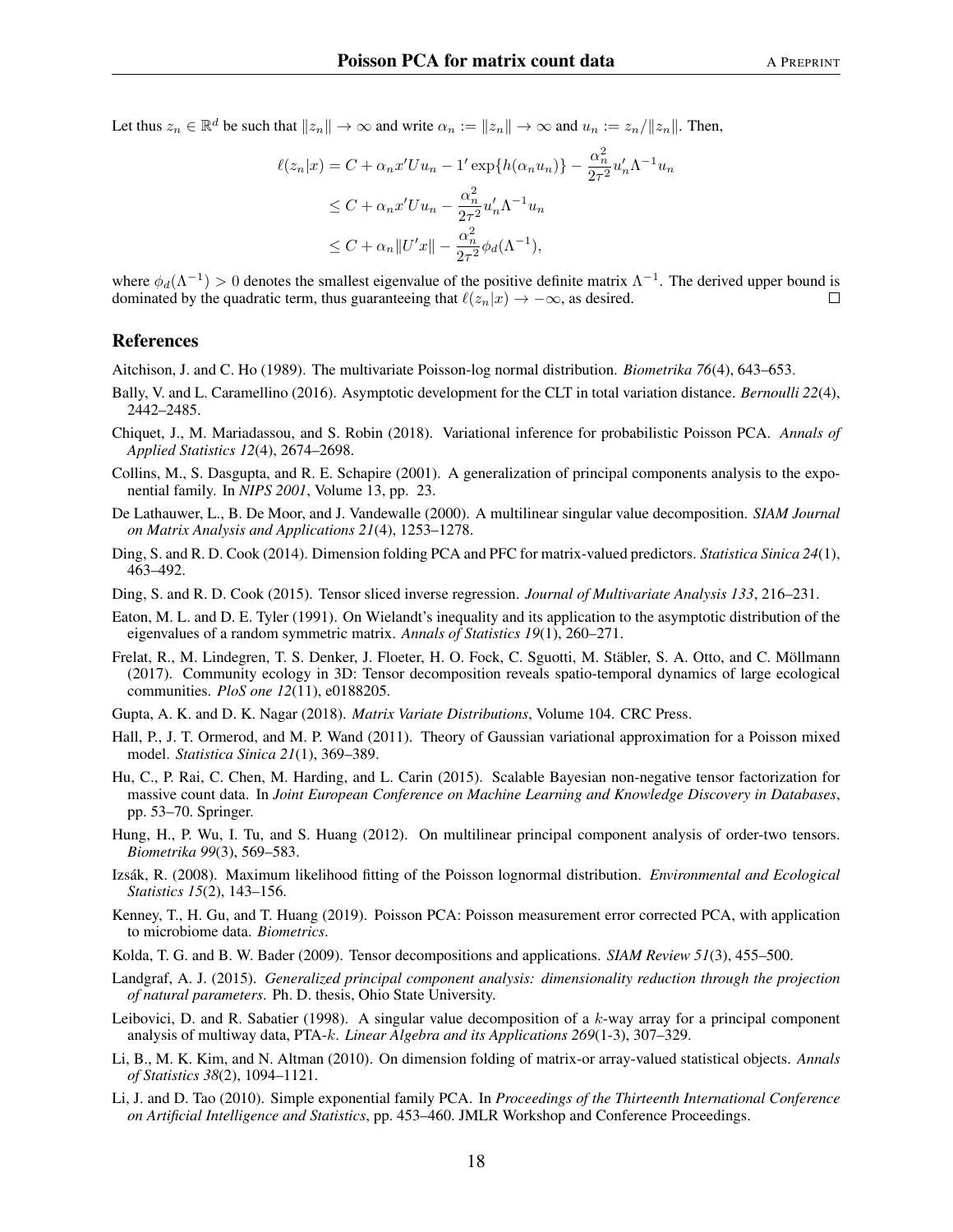Let thus $z_n \in \mathbb{R}^d$ be such that $\|z_n\| \to \infty$ and write $\alpha_n := \|z_n\| \to \infty$ and $u_n := z_n/\|z_n\|$. Then,

$$
\begin{aligned}
\ell(z_n|x) &= C + \alpha_n x' U u_n - 1' \exp\{h(\alpha_n u_n)\} - \frac{\alpha_n^2}{2\tau^2} u_n' \Lambda^{-1} u_n \\
&\leq C + \alpha_n x' U u_n - \frac{\alpha_n^2}{2\tau^2} u_n' \Lambda^{-1} u_n \\
&\leq C + \alpha_n \|U' x\| - \frac{\alpha_n^2}{2\tau^2} \phi_d(\Lambda^{-1}),
\end{aligned}
$$

where $\phi_d(\Lambda^{-1}) > 0$ denotes the smallest eigenvalue of the positive definite matrix $\Lambda^{-1}$. The derived upper bound is dominated by the quadratic term, thus guaranteeing that $\ell(z_n|x) \to -\infty$, as desired. □

## References

Aitchison, J. and C. Ho (1989). The multivariate Poisson-log normal distribution. *Biometrika 76*(4), 643–653.

Bally, V. and L. Caramellino (2016). Asymptotic development for the CLT in total variation distance. *Bernoulli 22*(4), 2442–2485.

Chiquet, J., M. Mariadassou, and S. Robin (2018). Variational inference for probabilistic Poisson PCA. *Annals of Applied Statistics 12*(4), 2674–2698.

Collins, M., S. Dasgupta, and R. E. Schapire (2001). A generalization of principal components analysis to the exponential family. In *NIPS 2001*, Volume 13, pp. 23.

De Lathauwer, L., B. De Moor, and J. Vandewalle (2000). A multilinear singular value decomposition. *SIAM Journal on Matrix Analysis and Applications 21*(4), 1253–1278.

Ding, S. and R. D. Cook (2014). Dimension folding PCA and PFC for matrix-valued predictors. *Statistica Sinica 24*(1), 463–492.

Ding, S. and R. D. Cook (2015). Tensor sliced inverse regression. *Journal of Multivariate Analysis 133*, 216–231.

Eaton, M. L. and D. E. Tyler (1991). On Wielandt's inequality and its application to the asymptotic distribution of the eigenvalues of a random symmetric matrix. *Annals of Statistics 19*(1), 260–271.

Frelat, R., M. Lindegren, T. S. Denker, J. Floeter, H. O. Fock, C. Sguotti, M. Stäbler, S. A. Otto, and C. Möllmann (2017). Community ecology in 3D: Tensor decomposition reveals spatio-temporal dynamics of large ecological communities. *PloS one 12*(11), e0188205.

Gupta, A. K. and D. K. Nagar (2018). *Matrix Variate Distributions*, Volume 104. CRC Press.

Hall, P., J. T. Ormerod, and M. P. Wand (2011). Theory of Gaussian variational approximation for a Poisson mixed model. *Statistica Sinica 21*(1), 369–389.

Hu, C., P. Rai, C. Chen, M. Harding, and L. Carin (2015). Scalable Bayesian non-negative tensor factorization for massive count data. In *Joint European Conference on Machine Learning and Knowledge Discovery in Databases*, pp. 53–70. Springer.

Hung, H., P. Wu, I. Tu, and S. Huang (2012). On multilinear principal component analysis of order-two tensors. *Biometrika 99*(3), 569–583.

Izsák, R. (2008). Maximum likelihood fitting of the Poisson lognormal distribution. *Environmental and Ecological Statistics 15*(2), 143–156.

Kenney, T., H. Gu, and T. Huang (2019). Poisson PCA: Poisson measurement error corrected PCA, with application to microbiome data. *Biometrics*.

Kolda, T. G. and B. W. Bader (2009). Tensor decompositions and applications. *SIAM Review 51*(3), 455–500.

Landgraf, A. J. (2015). *Generalized principal component analysis: dimensionality reduction through the projection of natural parameters*. Ph. D. thesis, Ohio State University.

Leibovici, D. and R. Sabatier (1998). A singular value decomposition of a $k$-way array for a principal component analysis of multiway data, PTA-$k$. *Linear Algebra and its Applications 269*(1-3), 307–329.

Li, B., M. K. Kim, and N. Altman (2010). On dimension folding of matrix-or array-valued statistical objects. *Annals of Statistics 38*(2), 1094–1121.

Li, J. and D. Tao (2010). Simple exponential family PCA. In *Proceedings of the Thirteenth International Conference on Artificial Intelligence and Statistics*, pp. 453–460. JMLR Workshop and Conference Proceedings.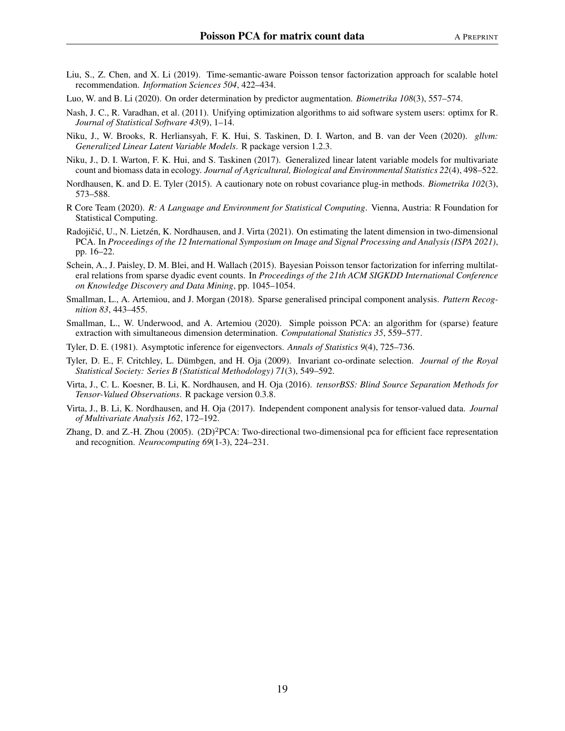Liu, S., Z. Chen, and X. Li (2019). Time-semantic-aware Poisson tensor factorization approach for scalable hotel recommendation. *Information Sciences 504*, 422–434.

Luo, W. and B. Li (2020). On order determination by predictor augmentation. *Biometrika 108*(3), 557–574.

Nash, J. C., R. Varadhan, et al. (2011). Unifying optimization algorithms to aid software system users: optimx for R. *Journal of Statistical Software 43*(9), 1–14.

Niku, J., W. Brooks, R. Herliansyah, F. K. Hui, S. Taskinen, D. I. Warton, and B. van der Veen (2020). *gllvm: Generalized Linear Latent Variable Models*. R package version 1.2.3.

Niku, J., D. I. Warton, F. K. Hui, and S. Taskinen (2017). Generalized linear latent variable models for multivariate count and biomass data in ecology. *Journal of Agricultural, Biological and Environmental Statistics 22*(4), 498–522.

Nordhausen, K. and D. E. Tyler (2015). A cautionary note on robust covariance plug-in methods. *Biometrika 102*(3), 573–588.

R Core Team (2020). *R: A Language and Environment for Statistical Computing*. Vienna, Austria: R Foundation for Statistical Computing.

Radojičić, U., N. Lietzén, K. Nordhausen, and J. Virta (2021). On estimating the latent dimension in two-dimensional PCA. In *Proceedings of the 12 International Symposium on Image and Signal Processing and Analysis (ISPA 2021)*, pp. 16–22.

Schein, A., J. Paisley, D. M. Blei, and H. Wallach (2015). Bayesian Poisson tensor factorization for inferring multilateral relations from sparse dyadic event counts. In *Proceedings of the 21th ACM SIGKDD International Conference on Knowledge Discovery and Data Mining*, pp. 1045–1054.

Smallman, L., A. Artemiou, and J. Morgan (2018). Sparse generalised principal component analysis. *Pattern Recognition 83*, 443–455.

Smallman, L., W. Underwood, and A. Artemiou (2020). Simple poisson PCA: an algorithm for (sparse) feature extraction with simultaneous dimension determination. *Computational Statistics 35*, 559–577.

Tyler, D. E. (1981). Asymptotic inference for eigenvectors. *Annals of Statistics 9*(4), 725–736.

Tyler, D. E., F. Critchley, L. Dümbgen, and H. Oja (2009). Invariant co-ordinate selection. *Journal of the Royal Statistical Society: Series B (Statistical Methodology) 71*(3), 549–592.

Virta, J., C. L. Koesner, B. Li, K. Nordhausen, and H. Oja (2016). *tensorBSS: Blind Source Separation Methods for Tensor-Valued Observations*. R package version 0.3.8.

Virta, J., B. Li, K. Nordhausen, and H. Oja (2017). Independent component analysis for tensor-valued data. *Journal of Multivariate Analysis 162*, 172–192.

Zhang, D. and Z.-H. Zhou (2005). $(2D)^2$PCA: Two-directional two-dimensional pca for efficient face representation and recognition. *Neurocomputing 69*(1-3), 224–231.